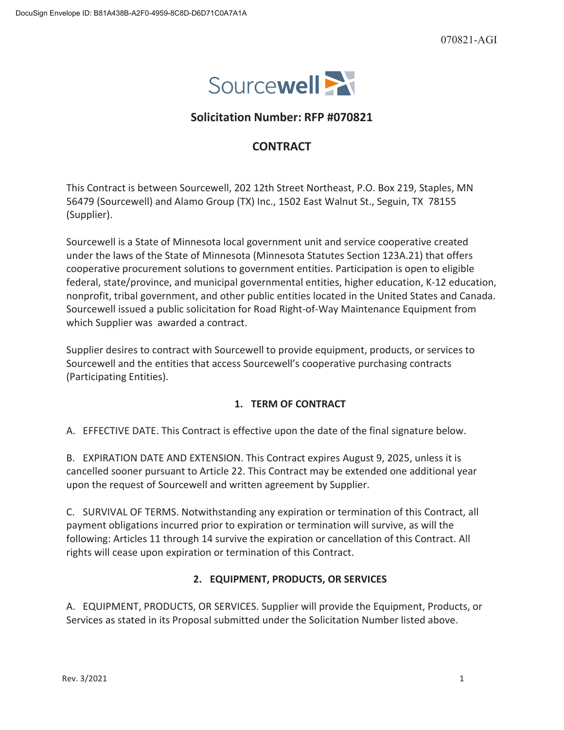070821-AGI

Sourcewell

## Solicitation Number: RFP #070821

## CONTRACT

This Contract is between Sourcewell, 202 12th Street Northeast, P.O. Box 219, Staples, MN 56479 (Sourcewell) and Alamo Group (TX) Inc., 1502 East Walnut St., Seguin, TX 78155 (Supplier).

Sourcewell is a State of Minnesota local government unit and service cooperative created under the laws of the State of Minnesota (Minnesota Statutes Section 123A.21) that offers cooperative procurement solutions to government entities. Participation is open to eligible federal, state/province, and municipal governmental entities, higher education, K-12 education, nonprofit, tribal government, and other public entities located in the United States and Canada. Sourcewell issued a public solicitation for Road Right-of-Way Maintenance Equipment from which Supplier was awarded a contract.

Supplier desires to contract with Sourcewell to provide equipment, products, or services to Sourcewell and the entities that access Sourcewell's cooperative purchasing contracts (Participating Entities).

### 1. TERM OF CONTRACT

A. EFFECTIVE DATE. This Contract is effective upon the date of the final signature below.

B. EXPIRATION DATE AND EXTENSION. This Contract expires August 9, 2025, unless it is cancelled sooner pursuant to Article 22. This Contract may be extended one additional year upon the request of Sourcewell and written agreement by Supplier.

C. SURVIVAL OF TERMS. Notwithstanding any expiration or termination of this Contract, all payment obligations incurred prior to expiration or termination will survive, as will the following: Articles 11 through 14 survive the expiration or cancellation of this Contract. All rights will cease upon expiration or termination of this Contract.

### 2. EQUIPMENT, PRODUCTS, OR SERVICES

A. EQUIPMENT, PRODUCTS, OR SERVICES. Supplier will provide the Equipment, Products, or Services as stated in its Proposal submitted under the Solicitation Number listed above.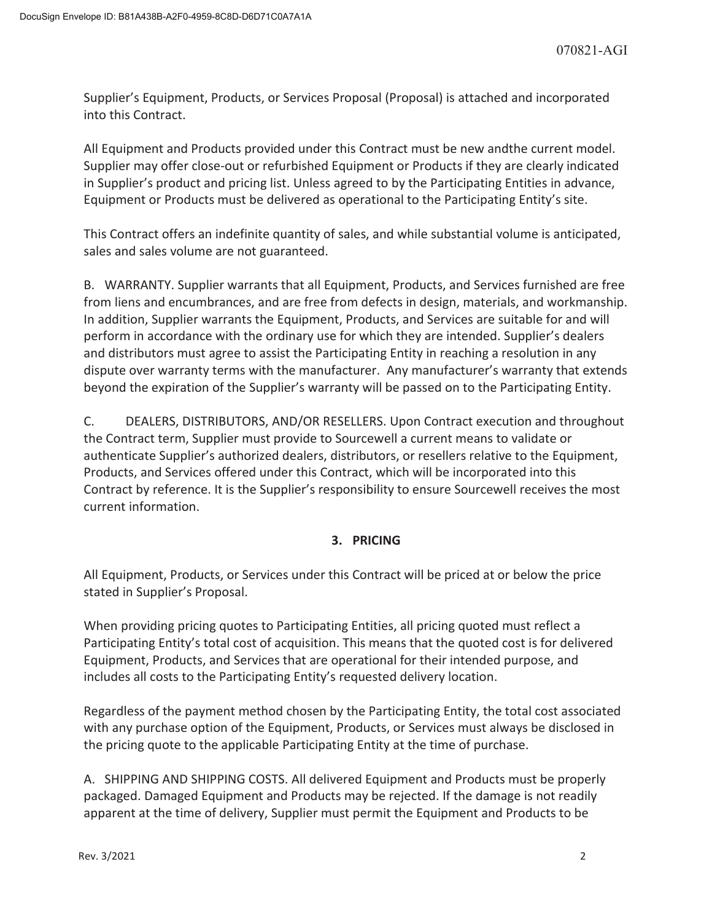Supplier's Equipment, Products, or Services Proposal (Proposal) is attached and incorporated into this Contract.

All Equipment and Products provided under this Contract must be new andthe current model. Supplier may offer close-out or refurbished Equipment or Products if they are clearly indicated in Supplier's product and pricing list. Unless agreed to by the Participating Entities in advance, Equipment or Products must be delivered as operational to the Participating Entity's site.

This Contract offers an indefinite quantity of sales, and while substantial volume is anticipated, sales and sales volume are not guaranteed.

B. WARRANTY. Supplier warrants that all Equipment, Products, and Services furnished are free from liens and encumbrances, and are free from defects in design, materials, and workmanship. In addition, Supplier warrants the Equipment, Products, and Services are suitable for and will perform in accordance with the ordinary use for which they are intended. Supplier's dealers and distributors must agree to assist the Participating Entity in reaching a resolution in any dispute over warranty terms with the manufacturer. Any manufacturer's warranty that extends beyond the expiration of the Supplier's warranty will be passed on to the Participating Entity.

C. DEALERS, DISTRIBUTORS, AND/OR RESELLERS. Upon Contract execution and throughout the Contract term, Supplier must provide to Sourcewell a current means to validate or authenticate Supplier's authorized dealers, distributors, or resellers relative to the Equipment, Products, and Services offered under this Contract, which will be incorporated into this Contract by reference. It is the Supplier's responsibility to ensure Sourcewell receives the most current information.

## 3. PRICING

All Equipment, Products, or Services under this Contract will be priced at or below the price stated in Supplier's Proposal.

When providing pricing quotes to Participating Entities, all pricing quoted must reflect a Participating Entity's total cost of acquisition. This means that the quoted cost is for delivered Equipment, Products, and Services that are operational for their intended purpose, and includes all costs to the Participating Entity's requested delivery location.

Regardless of the payment method chosen by the Participating Entity, the total cost associated with any purchase option of the Equipment, Products, or Services must always be disclosed in the pricing quote to the applicable Participating Entity at the time of purchase.

A. SHIPPING AND SHIPPING COSTS. All delivered Equipment and Products must be properly packaged. Damaged Equipment and Products may be rejected. If the damage is not readily apparent at the time of delivery, Supplier must permit the Equipment and Products to be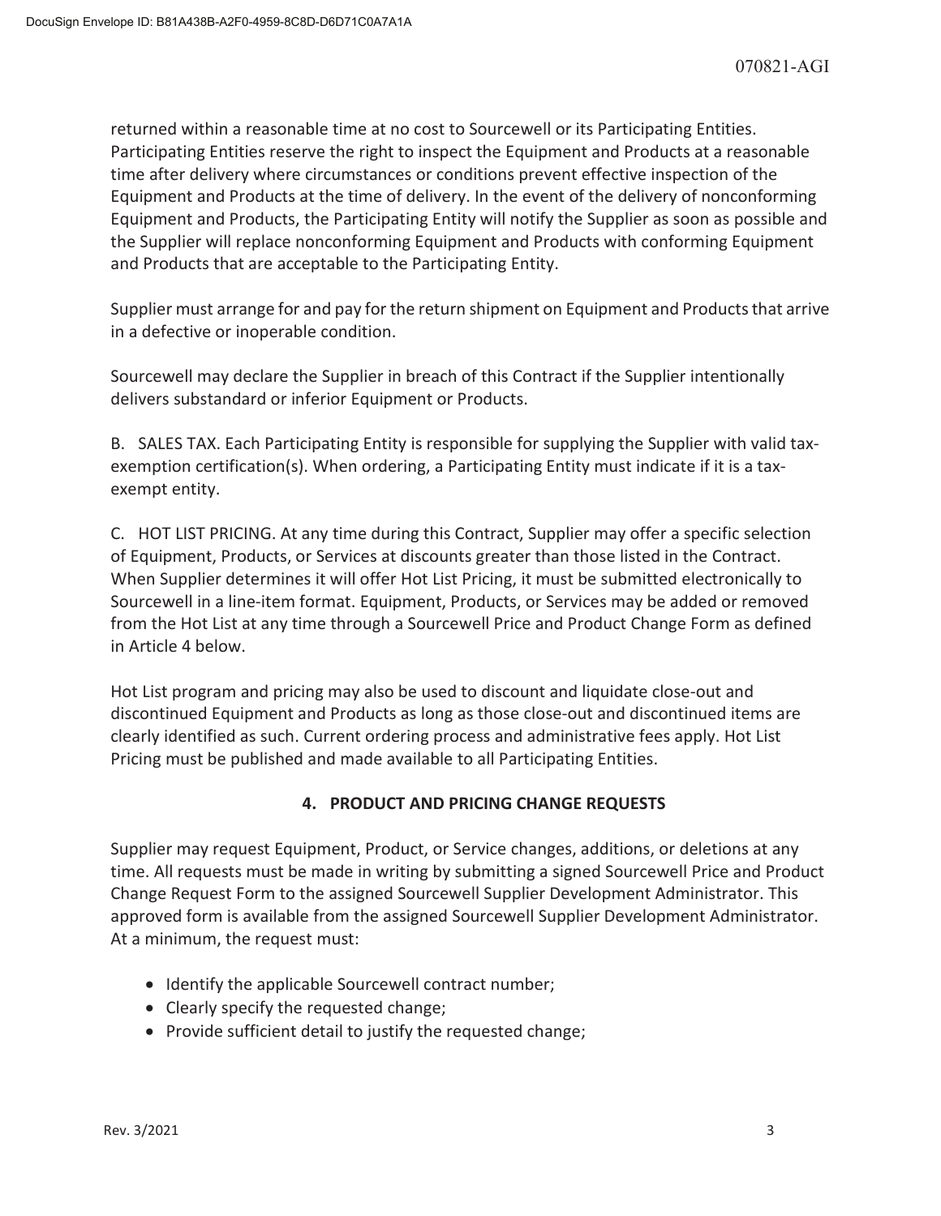returned within a reasonable time at no cost to Sourcewell or its Participating Entities. Participating Entities reserve the right to inspect the Equipment and Products at a reasonable time after delivery where circumstances or conditions prevent effective inspection of the Equipment and Products at the time of delivery. In the event of the delivery of nonconforming Equipment and Products, the Participating Entity will notify the Supplier as soon as possible and the Supplier will replace nonconforming Equipment and Products with conforming Equipment and Products that are acceptable to the Participating Entity.

Supplier must arrange for and pay for the return shipment on Equipment and Products that arrive in a defective or inoperable condition.

Sourcewell may declare the Supplier in breach of this Contract if the Supplier intentionally delivers substandard or inferior Equipment or Products.

B. SALES TAX. Each Participating Entity is responsible for supplying the Supplier with valid tax-exemption certification(s). When ordering, a Participating Entity must indicate if it is a tax-exempt entity.

C. HOT LIST PRICING. At any time during this Contract, Supplier may offer a specific selection of Equipment, Products, or Services at discounts greater than those listed in the Contract. When Supplier determines it will offer Hot List Pricing, it must be submitted electronically to Sourcewell in a line-item format. Equipment, Products, or Services may be added or removed from the Hot List at any time through a Sourcewell Price and Product Change Form as defined in Article 4 below.

Hot List program and pricing may also be used to discount and liquidate close-out and discontinued Equipment and Products as long as those close-out and discontinued items are clearly identified as such. Current ordering process and administrative fees apply. Hot List Pricing must be published and made available to all Participating Entities.

## 4. PRODUCT AND PRICING CHANGE REQUESTS

Supplier may request Equipment, Product, or Service changes, additions, or deletions at any time. All requests must be made in writing by submitting a signed Sourcewell Price and Product Change Request Form to the assigned Sourcewell Supplier Development Administrator. This approved form is available from the assigned Sourcewell Supplier Development Administrator. At a minimum, the request must:

- Identify the applicable Sourcewell contract number;
- Clearly specify the requested change;
- Provide sufficient detail to justify the requested change;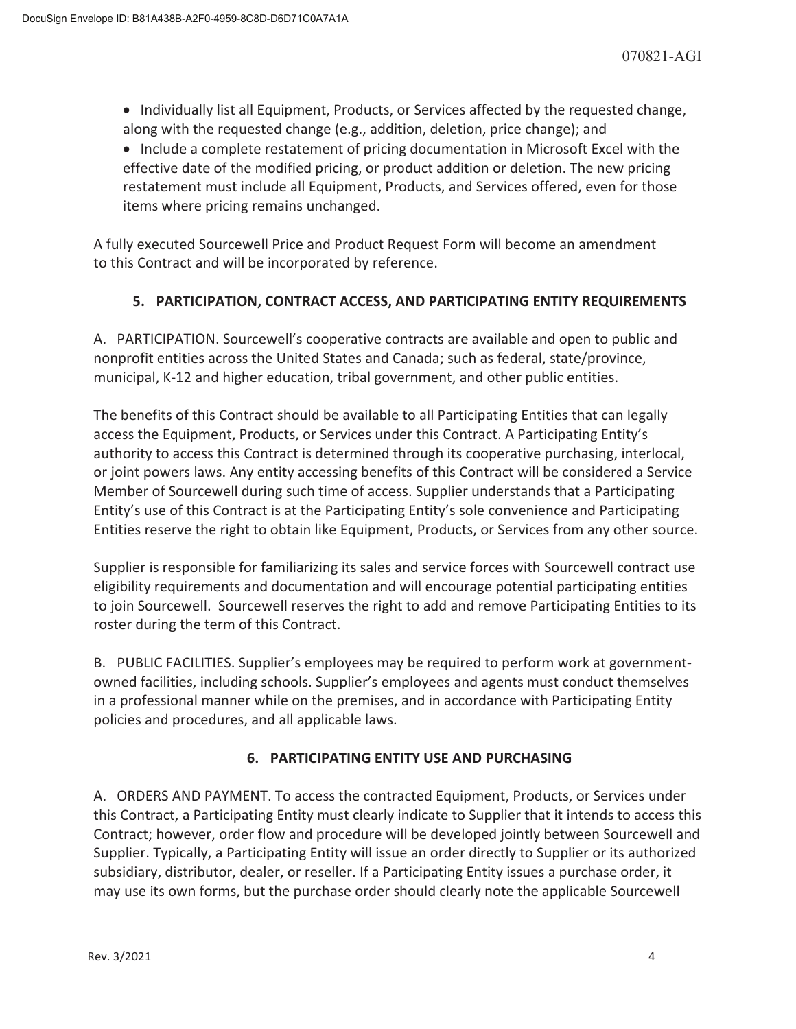- Individually list all Equipment, Products, or Services affected by the requested change, along with the requested change (e.g., addition, deletion, price change); and
- Include a complete restatement of pricing documentation in Microsoft Excel with the effective date of the modified pricing, or product addition or deletion. The new pricing restatement must include all Equipment, Products, and Services offered, even for those items where pricing remains unchanged.

A fully executed Sourcewell Price and Product Request Form will become an amendment to this Contract and will be incorporated by reference.

## 5. PARTICIPATION, CONTRACT ACCESS, AND PARTICIPATING ENTITY REQUIREMENTS

A. PARTICIPATION. Sourcewell's cooperative contracts are available and open to public and nonprofit entities across the United States and Canada; such as federal, state/province, municipal, K-12 and higher education, tribal government, and other public entities.

The benefits of this Contract should be available to all Participating Entities that can legally access the Equipment, Products, or Services under this Contract. A Participating Entity's authority to access this Contract is determined through its cooperative purchasing, interlocal, or joint powers laws. Any entity accessing benefits of this Contract will be considered a Service Member of Sourcewell during such time of access. Supplier understands that a Participating Entity's use of this Contract is at the Participating Entity's sole convenience and Participating Entities reserve the right to obtain like Equipment, Products, or Services from any other source.

Supplier is responsible for familiarizing its sales and service forces with Sourcewell contract use eligibility requirements and documentation and will encourage potential participating entities to join Sourcewell. Sourcewell reserves the right to add and remove Participating Entities to its roster during the term of this Contract.

B. PUBLIC FACILITIES. Supplier's employees may be required to perform work at government-owned facilities, including schools. Supplier's employees and agents must conduct themselves in a professional manner while on the premises, and in accordance with Participating Entity policies and procedures, and all applicable laws.

## 6. PARTICIPATING ENTITY USE AND PURCHASING

A. ORDERS AND PAYMENT. To access the contracted Equipment, Products, or Services under this Contract, a Participating Entity must clearly indicate to Supplier that it intends to access this Contract; however, order flow and procedure will be developed jointly between Sourcewell and Supplier. Typically, a Participating Entity will issue an order directly to Supplier or its authorized subsidiary, distributor, dealer, or reseller. If a Participating Entity issues a purchase order, it may use its own forms, but the purchase order should clearly note the applicable Sourcewell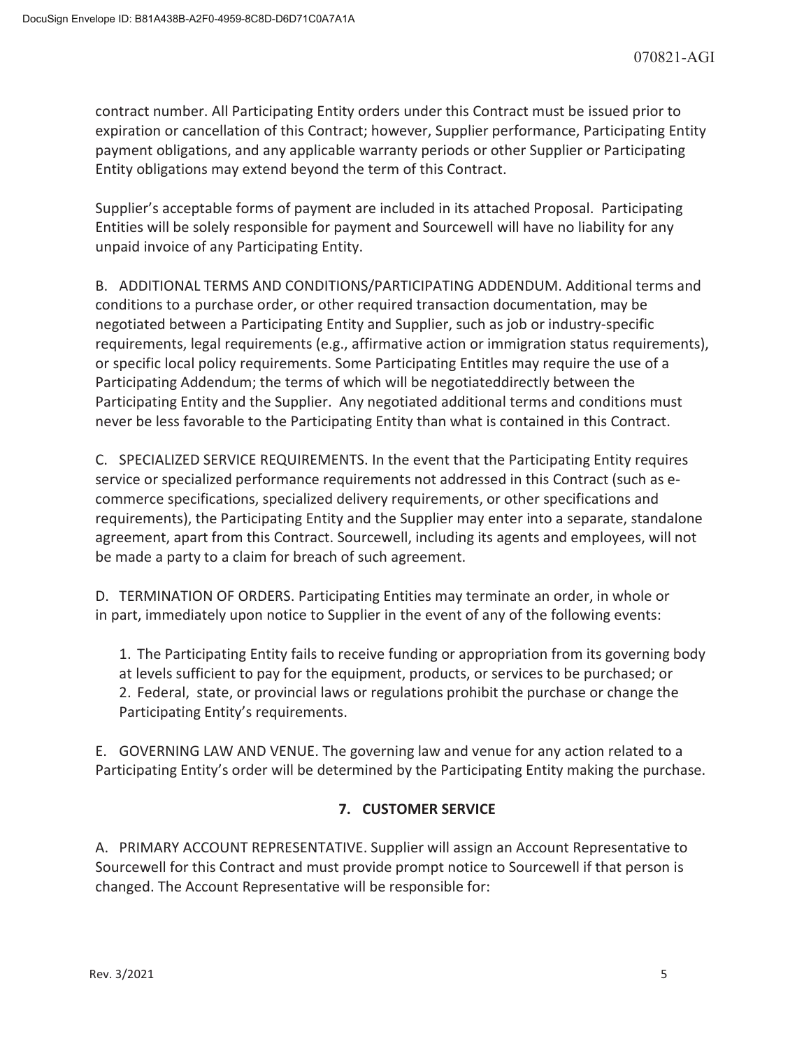contract number. All Participating Entity orders under this Contract must be issued prior to expiration or cancellation of this Contract; however, Supplier performance, Participating Entity payment obligations, and any applicable warranty periods or other Supplier or Participating Entity obligations may extend beyond the term of this Contract.

Supplier's acceptable forms of payment are included in its attached Proposal. Participating Entities will be solely responsible for payment and Sourcewell will have no liability for any unpaid invoice of any Participating Entity.

B. ADDITIONAL TERMS AND CONDITIONS/PARTICIPATING ADDENDUM. Additional terms and conditions to a purchase order, or other required transaction documentation, may be negotiated between a Participating Entity and Supplier, such as job or industry-specific requirements, legal requirements (e.g., affirmative action or immigration status requirements), or specific local policy requirements. Some Participating Entitles may require the use of a Participating Addendum; the terms of which will be negotiateddirectly between the Participating Entity and the Supplier. Any negotiated additional terms and conditions must never be less favorable to the Participating Entity than what is contained in this Contract.

C. SPECIALIZED SERVICE REQUIREMENTS. In the event that the Participating Entity requires service or specialized performance requirements not addressed in this Contract (such as e-commerce specifications, specialized delivery requirements, or other specifications and requirements), the Participating Entity and the Supplier may enter into a separate, standalone agreement, apart from this Contract. Sourcewell, including its agents and employees, will not be made a party to a claim for breach of such agreement.

D. TERMINATION OF ORDERS. Participating Entities may terminate an order, in whole or in part, immediately upon notice to Supplier in the event of any of the following events:

1. The Participating Entity fails to receive funding or appropriation from its governing body at levels sufficient to pay for the equipment, products, or services to be purchased; or
2. Federal, state, or provincial laws or regulations prohibit the purchase or change the Participating Entity's requirements.

E. GOVERNING LAW AND VENUE. The governing law and venue for any action related to a Participating Entity's order will be determined by the Participating Entity making the purchase.

## 7. CUSTOMER SERVICE

A. PRIMARY ACCOUNT REPRESENTATIVE. Supplier will assign an Account Representative to Sourcewell for this Contract and must provide prompt notice to Sourcewell if that person is changed. The Account Representative will be responsible for: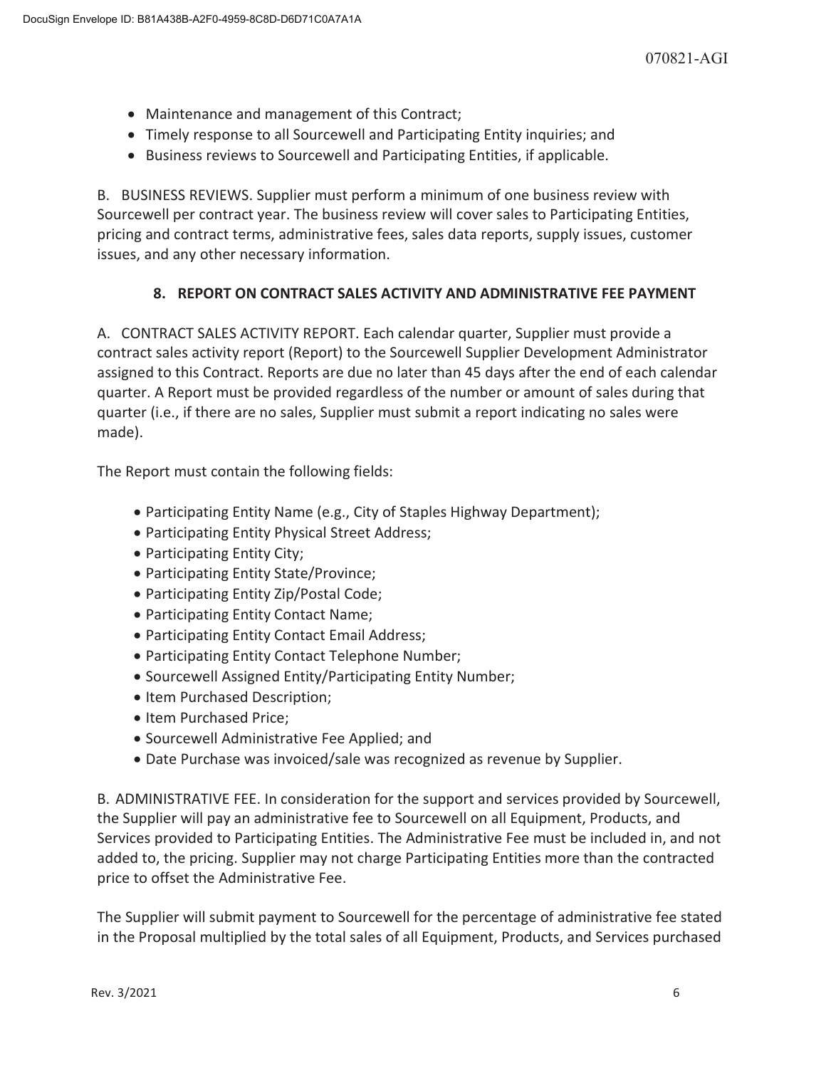- Maintenance and management of this Contract;
- Timely response to all Sourcewell and Participating Entity inquiries; and
- Business reviews to Sourcewell and Participating Entities, if applicable.

B. BUSINESS REVIEWS. Supplier must perform a minimum of one business review with Sourcewell per contract year. The business review will cover sales to Participating Entities, pricing and contract terms, administrative fees, sales data reports, supply issues, customer issues, and any other necessary information.

## 8. REPORT ON CONTRACT SALES ACTIVITY AND ADMINISTRATIVE FEE PAYMENT

A. CONTRACT SALES ACTIVITY REPORT. Each calendar quarter, Supplier must provide a contract sales activity report (Report) to the Sourcewell Supplier Development Administrator assigned to this Contract. Reports are due no later than 45 days after the end of each calendar quarter. A Report must be provided regardless of the number or amount of sales during that quarter (i.e., if there are no sales, Supplier must submit a report indicating no sales were made).

The Report must contain the following fields:

- Participating Entity Name (e.g., City of Staples Highway Department);
- Participating Entity Physical Street Address;
- Participating Entity City;
- Participating Entity State/Province;
- Participating Entity Zip/Postal Code;
- Participating Entity Contact Name;
- Participating Entity Contact Email Address;
- Participating Entity Contact Telephone Number;
- Sourcewell Assigned Entity/Participating Entity Number;
- Item Purchased Description;
- Item Purchased Price;
- Sourcewell Administrative Fee Applied; and
- Date Purchase was invoiced/sale was recognized as revenue by Supplier.

B. ADMINISTRATIVE FEE. In consideration for the support and services provided by Sourcewell, the Supplier will pay an administrative fee to Sourcewell on all Equipment, Products, and Services provided to Participating Entities. The Administrative Fee must be included in, and not added to, the pricing. Supplier may not charge Participating Entities more than the contracted price to offset the Administrative Fee.

The Supplier will submit payment to Sourcewell for the percentage of administrative fee stated in the Proposal multiplied by the total sales of all Equipment, Products, and Services purchased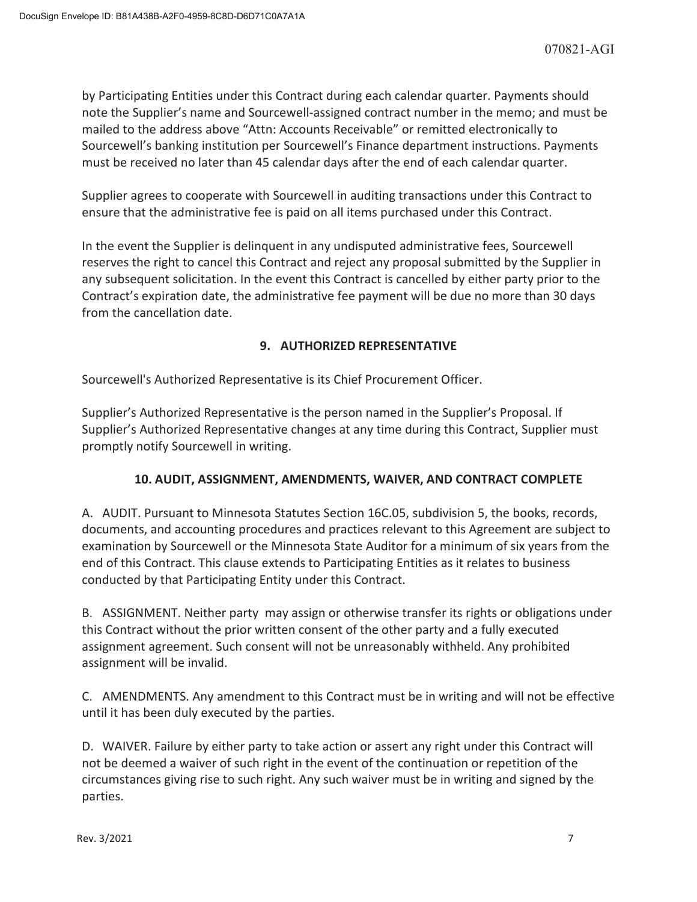by Participating Entities under this Contract during each calendar quarter. Payments should note the Supplier's name and Sourcewell-assigned contract number in the memo; and must be mailed to the address above "Attn: Accounts Receivable" or remitted electronically to Sourcewell's banking institution per Sourcewell's Finance department instructions. Payments must be received no later than 45 calendar days after the end of each calendar quarter.

Supplier agrees to cooperate with Sourcewell in auditing transactions under this Contract to ensure that the administrative fee is paid on all items purchased under this Contract.

In the event the Supplier is delinquent in any undisputed administrative fees, Sourcewell reserves the right to cancel this Contract and reject any proposal submitted by the Supplier in any subsequent solicitation. In the event this Contract is cancelled by either party prior to the Contract's expiration date, the administrative fee payment will be due no more than 30 days from the cancellation date.

## 9. AUTHORIZED REPRESENTATIVE

Sourcewell's Authorized Representative is its Chief Procurement Officer.

Supplier's Authorized Representative is the person named in the Supplier's Proposal. If Supplier's Authorized Representative changes at any time during this Contract, Supplier must promptly notify Sourcewell in writing.

## 10. AUDIT, ASSIGNMENT, AMENDMENTS, WAIVER, AND CONTRACT COMPLETE

A. AUDIT. Pursuant to Minnesota Statutes Section 16C.05, subdivision 5, the books, records, documents, and accounting procedures and practices relevant to this Agreement are subject to examination by Sourcewell or the Minnesota State Auditor for a minimum of six years from the end of this Contract. This clause extends to Participating Entities as it relates to business conducted by that Participating Entity under this Contract.

B. ASSIGNMENT. Neither party may assign or otherwise transfer its rights or obligations under this Contract without the prior written consent of the other party and a fully executed assignment agreement. Such consent will not be unreasonably withheld. Any prohibited assignment will be invalid.

C. AMENDMENTS. Any amendment to this Contract must be in writing and will not be effective until it has been duly executed by the parties.

D. WAIVER. Failure by either party to take action or assert any right under this Contract will not be deemed a waiver of such right in the event of the continuation or repetition of the circumstances giving rise to such right. Any such waiver must be in writing and signed by the parties.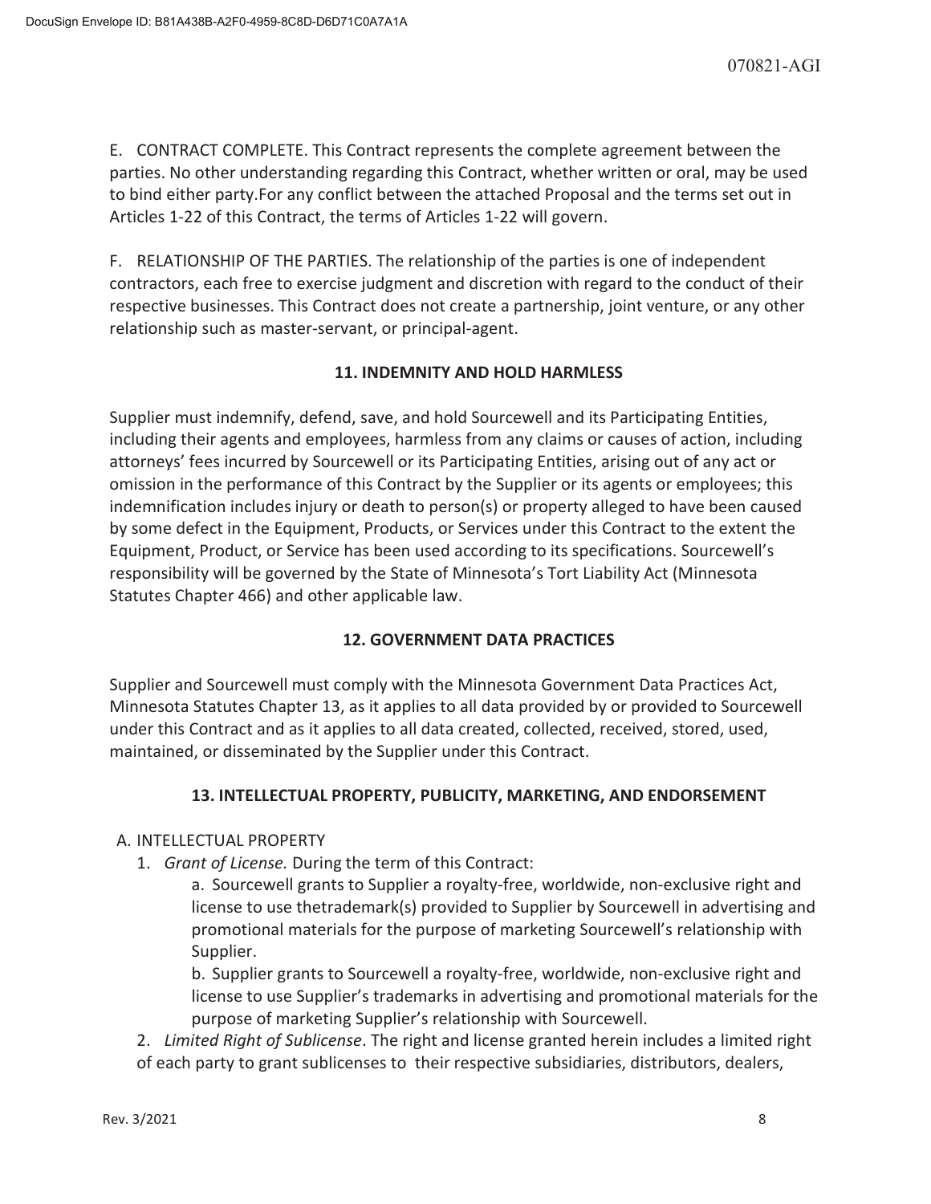E. CONTRACT COMPLETE. This Contract represents the complete agreement between the parties. No other understanding regarding this Contract, whether written or oral, may be used to bind either party.For any conflict between the attached Proposal and the terms set out in Articles 1-22 of this Contract, the terms of Articles 1-22 will govern.

F. RELATIONSHIP OF THE PARTIES. The relationship of the parties is one of independent contractors, each free to exercise judgment and discretion with regard to the conduct of their respective businesses. This Contract does not create a partnership, joint venture, or any other relationship such as master-servant, or principal-agent.

## 11. INDEMNITY AND HOLD HARMLESS

Supplier must indemnify, defend, save, and hold Sourcewell and its Participating Entities, including their agents and employees, harmless from any claims or causes of action, including attorneys' fees incurred by Sourcewell or its Participating Entities, arising out of any act or omission in the performance of this Contract by the Supplier or its agents or employees; this indemnification includes injury or death to person(s) or property alleged to have been caused by some defect in the Equipment, Products, or Services under this Contract to the extent the Equipment, Product, or Service has been used according to its specifications. Sourcewell's responsibility will be governed by the State of Minnesota's Tort Liability Act (Minnesota Statutes Chapter 466) and other applicable law.

## 12. GOVERNMENT DATA PRACTICES

Supplier and Sourcewell must comply with the Minnesota Government Data Practices Act, Minnesota Statutes Chapter 13, as it applies to all data provided by or provided to Sourcewell under this Contract and as it applies to all data created, collected, received, stored, used, maintained, or disseminated by the Supplier under this Contract.

## 13. INTELLECTUAL PROPERTY, PUBLICITY, MARKETING, AND ENDORSEMENT

A. INTELLECTUAL PROPERTY

1. *Grant of License.* During the term of this Contract:

   a. Sourcewell grants to Supplier a royalty-free, worldwide, non-exclusive right and license to use thetrademark(s) provided to Supplier by Sourcewell in advertising and promotional materials for the purpose of marketing Sourcewell's relationship with Supplier.

   b. Supplier grants to Sourcewell a royalty-free, worldwide, non-exclusive right and license to use Supplier's trademarks in advertising and promotional materials for the purpose of marketing Supplier's relationship with Sourcewell.

2. *Limited Right of Sublicense*. The right and license granted herein includes a limited right of each party to grant sublicenses to their respective subsidiaries, distributors, dealers,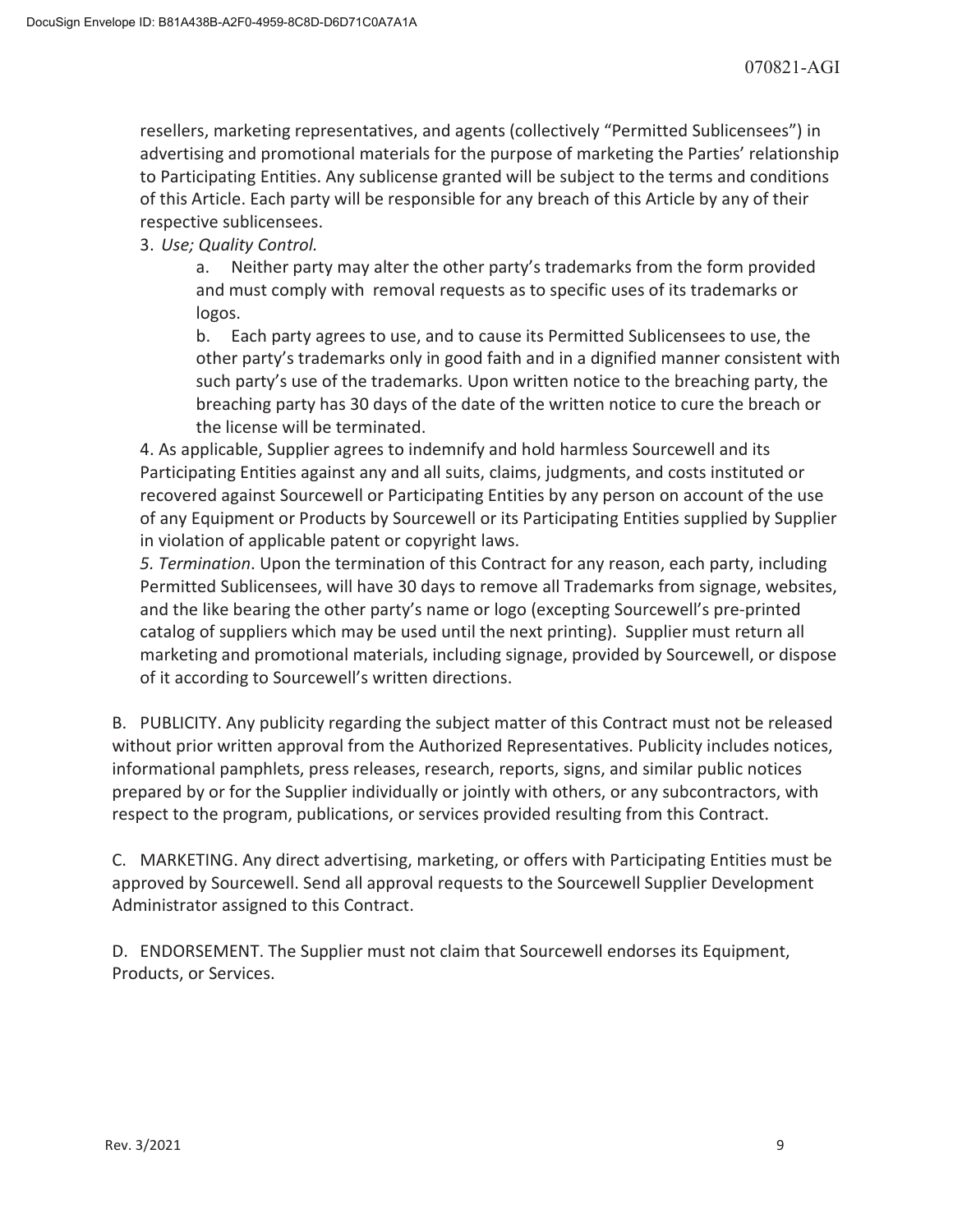resellers, marketing representatives, and agents (collectively "Permitted Sublicensees") in advertising and promotional materials for the purpose of marketing the Parties' relationship to Participating Entities. Any sublicense granted will be subject to the terms and conditions of this Article. Each party will be responsible for any breach of this Article by any of their respective sublicensees.

3. *Use; Quality Control.*

   a. Neither party may alter the other party's trademarks from the form provided and must comply with removal requests as to specific uses of its trademarks or logos.

   b. Each party agrees to use, and to cause its Permitted Sublicensees to use, the other party's trademarks only in good faith and in a dignified manner consistent with such party's use of the trademarks. Upon written notice to the breaching party, the breaching party has 30 days of the date of the written notice to cure the breach or the license will be terminated.

4. As applicable, Supplier agrees to indemnify and hold harmless Sourcewell and its Participating Entities against any and all suits, claims, judgments, and costs instituted or recovered against Sourcewell or Participating Entities by any person on account of the use of any Equipment or Products by Sourcewell or its Participating Entities supplied by Supplier in violation of applicable patent or copyright laws.

5. *Termination*. Upon the termination of this Contract for any reason, each party, including Permitted Sublicensees, will have 30 days to remove all Trademarks from signage, websites, and the like bearing the other party's name or logo (excepting Sourcewell's pre-printed catalog of suppliers which may be used until the next printing). Supplier must return all marketing and promotional materials, including signage, provided by Sourcewell, or dispose of it according to Sourcewell's written directions.

B. PUBLICITY. Any publicity regarding the subject matter of this Contract must not be released without prior written approval from the Authorized Representatives. Publicity includes notices, informational pamphlets, press releases, research, reports, signs, and similar public notices prepared by or for the Supplier individually or jointly with others, or any subcontractors, with respect to the program, publications, or services provided resulting from this Contract.

C. MARKETING. Any direct advertising, marketing, or offers with Participating Entities must be approved by Sourcewell. Send all approval requests to the Sourcewell Supplier Development Administrator assigned to this Contract.

D. ENDORSEMENT. The Supplier must not claim that Sourcewell endorses its Equipment, Products, or Services.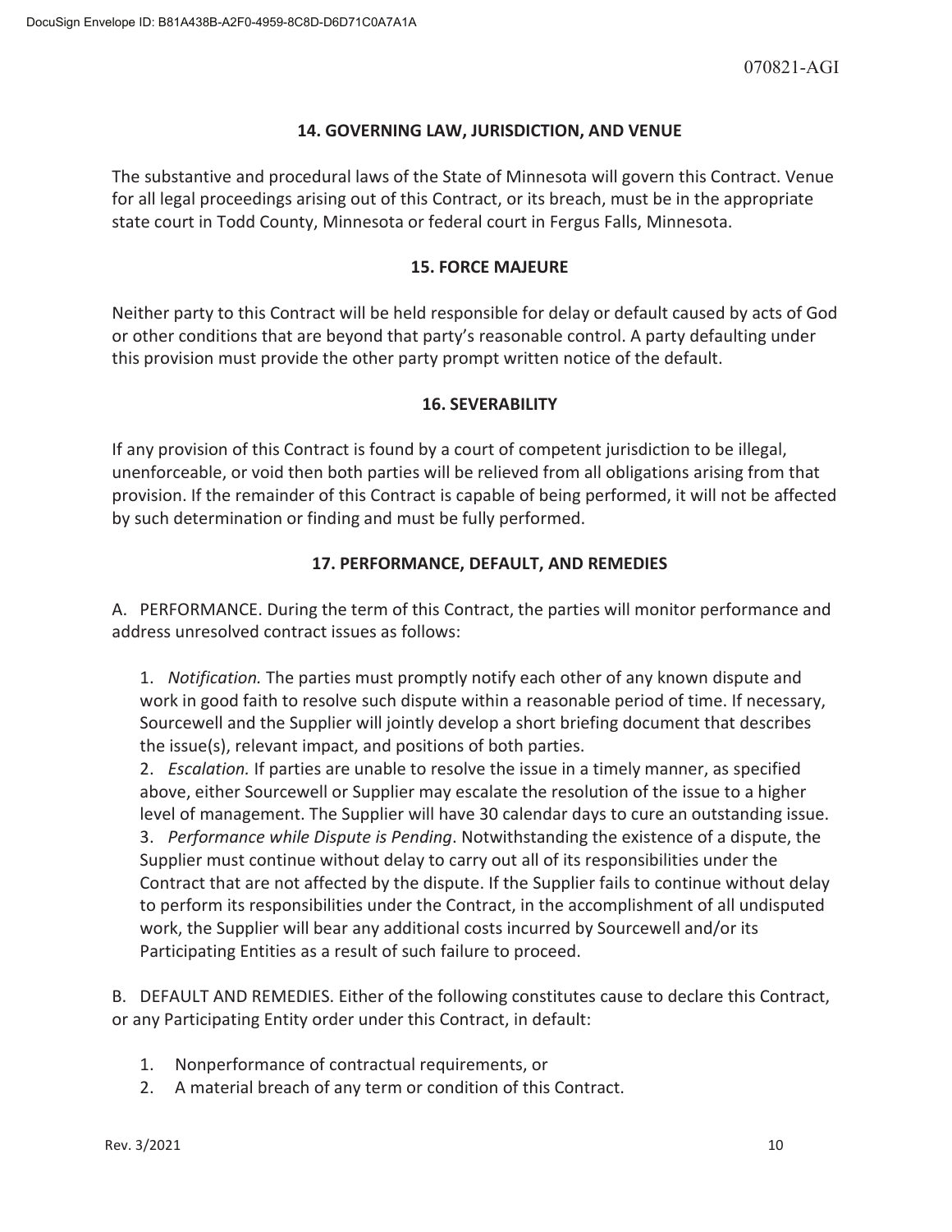## 14. GOVERNING LAW, JURISDICTION, AND VENUE

The substantive and procedural laws of the State of Minnesota will govern this Contract. Venue for all legal proceedings arising out of this Contract, or its breach, must be in the appropriate state court in Todd County, Minnesota or federal court in Fergus Falls, Minnesota.

## 15. FORCE MAJEURE

Neither party to this Contract will be held responsible for delay or default caused by acts of God or other conditions that are beyond that party's reasonable control. A party defaulting under this provision must provide the other party prompt written notice of the default.

## 16. SEVERABILITY

If any provision of this Contract is found by a court of competent jurisdiction to be illegal, unenforceable, or void then both parties will be relieved from all obligations arising from that provision. If the remainder of this Contract is capable of being performed, it will not be affected by such determination or finding and must be fully performed.

## 17. PERFORMANCE, DEFAULT, AND REMEDIES

A. PERFORMANCE. During the term of this Contract, the parties will monitor performance and address unresolved contract issues as follows:

1. *Notification.* The parties must promptly notify each other of any known dispute and work in good faith to resolve such dispute within a reasonable period of time. If necessary, Sourcewell and the Supplier will jointly develop a short briefing document that describes the issue(s), relevant impact, and positions of both parties.
2. *Escalation.* If parties are unable to resolve the issue in a timely manner, as specified above, either Sourcewell or Supplier may escalate the resolution of the issue to a higher level of management. The Supplier will have 30 calendar days to cure an outstanding issue.
3. *Performance while Dispute is Pending*. Notwithstanding the existence of a dispute, the Supplier must continue without delay to carry out all of its responsibilities under the Contract that are not affected by the dispute. If the Supplier fails to continue without delay to perform its responsibilities under the Contract, in the accomplishment of all undisputed work, the Supplier will bear any additional costs incurred by Sourcewell and/or its Participating Entities as a result of such failure to proceed.

B. DEFAULT AND REMEDIES. Either of the following constitutes cause to declare this Contract, or any Participating Entity order under this Contract, in default:

1. Nonperformance of contractual requirements, or
2. A material breach of any term or condition of this Contract.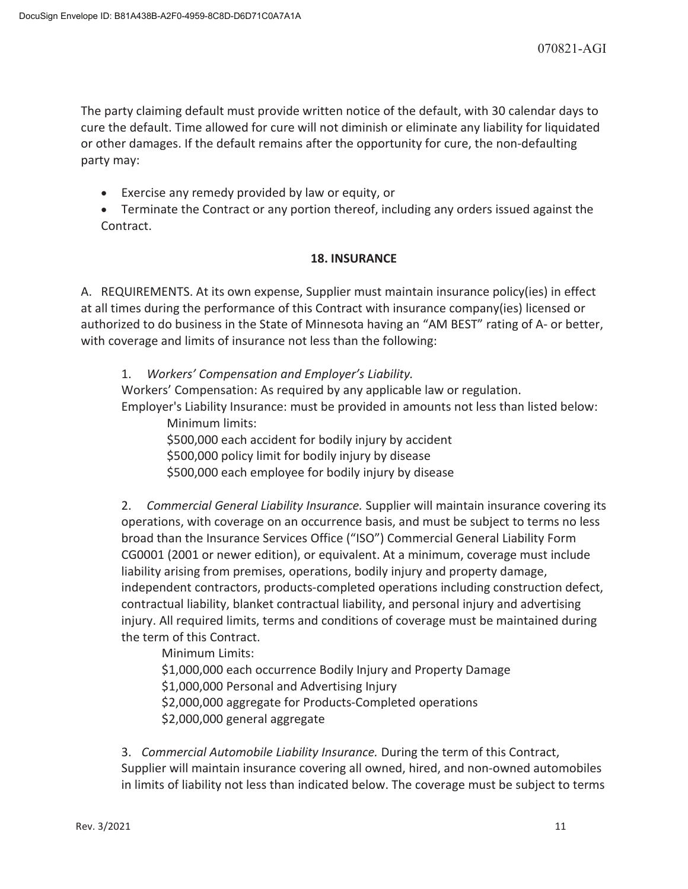The party claiming default must provide written notice of the default, with 30 calendar days to cure the default. Time allowed for cure will not diminish or eliminate any liability for liquidated or other damages. If the default remains after the opportunity for cure, the non-defaulting party may:

- Exercise any remedy provided by law or equity, or
- Terminate the Contract or any portion thereof, including any orders issued against the Contract.

## 18. INSURANCE

A. REQUIREMENTS. At its own expense, Supplier must maintain insurance policy(ies) in effect at all times during the performance of this Contract with insurance company(ies) licensed or authorized to do business in the State of Minnesota having an "AM BEST" rating of A- or better, with coverage and limits of insurance not less than the following:

1. *Workers' Compensation and Employer's Liability.*
Workers' Compensation: As required by any applicable law or regulation.
Employer's Liability Insurance: must be provided in amounts not less than listed below:
Minimum limits:
$500,000 each accident for bodily injury by accident
$500,000 policy limit for bodily injury by disease
$500,000 each employee for bodily injury by disease

2. *Commercial General Liability Insurance.* Supplier will maintain insurance covering its operations, with coverage on an occurrence basis, and must be subject to terms no less broad than the Insurance Services Office ("ISO") Commercial General Liability Form CG0001 (2001 or newer edition), or equivalent. At a minimum, coverage must include liability arising from premises, operations, bodily injury and property damage, independent contractors, products-completed operations including construction defect, contractual liability, blanket contractual liability, and personal injury and advertising injury. All required limits, terms and conditions of coverage must be maintained during the term of this Contract.
Minimum Limits:
$1,000,000 each occurrence Bodily Injury and Property Damage
$1,000,000 Personal and Advertising Injury
$2,000,000 aggregate for Products-Completed operations
$2,000,000 general aggregate

3. *Commercial Automobile Liability Insurance.* During the term of this Contract, Supplier will maintain insurance covering all owned, hired, and non-owned automobiles in limits of liability not less than indicated below. The coverage must be subject to terms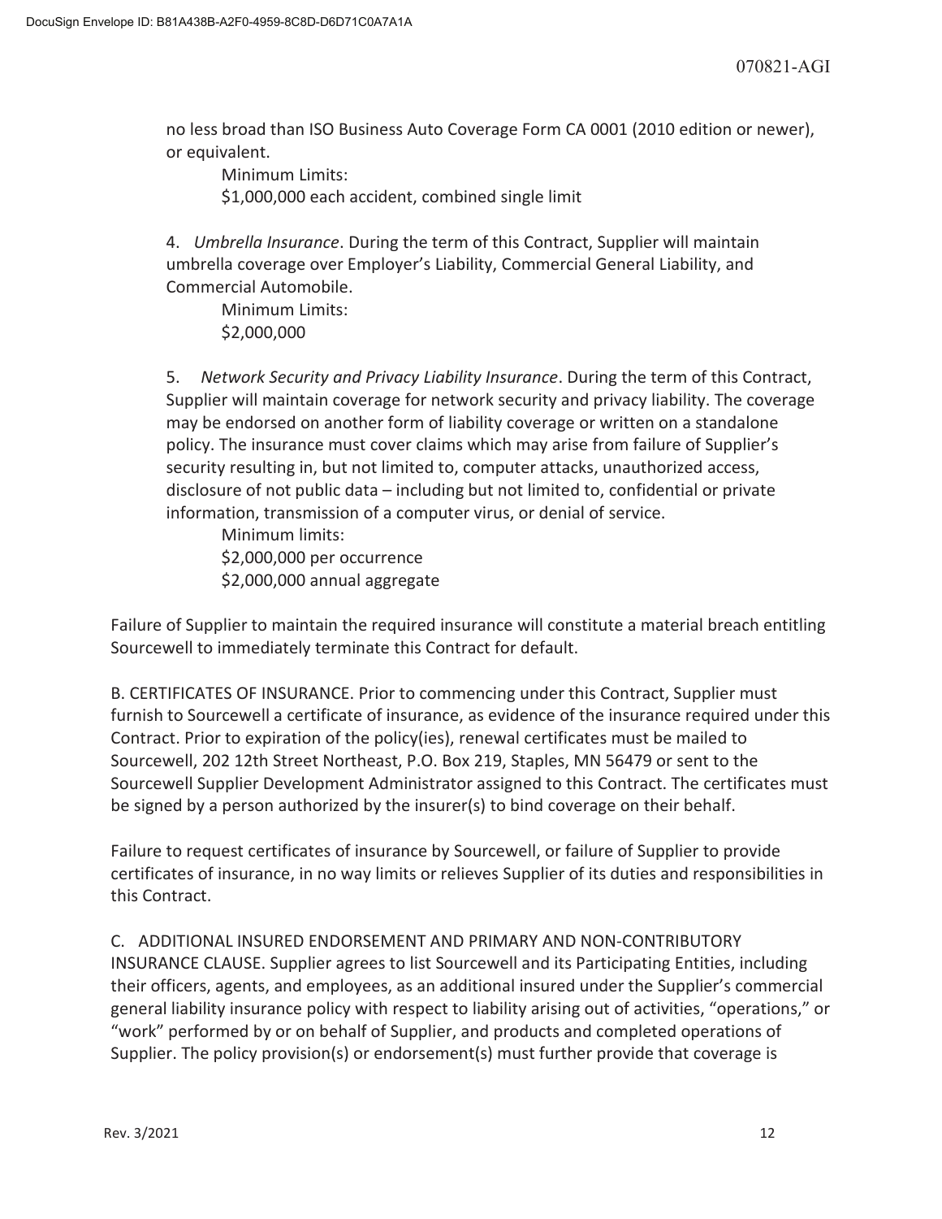no less broad than ISO Business Auto Coverage Form CA 0001 (2010 edition or newer), or equivalent.

Minimum Limits:
$1,000,000 each accident, combined single limit

4. *Umbrella Insurance*. During the term of this Contract, Supplier will maintain umbrella coverage over Employer's Liability, Commercial General Liability, and Commercial Automobile.

Minimum Limits:
$2,000,000

5. *Network Security and Privacy Liability Insurance*. During the term of this Contract, Supplier will maintain coverage for network security and privacy liability. The coverage may be endorsed on another form of liability coverage or written on a standalone policy. The insurance must cover claims which may arise from failure of Supplier's security resulting in, but not limited to, computer attacks, unauthorized access, disclosure of not public data – including but not limited to, confidential or private information, transmission of a computer virus, or denial of service.

Minimum limits:
$2,000,000 per occurrence
$2,000,000 annual aggregate

Failure of Supplier to maintain the required insurance will constitute a material breach entitling Sourcewell to immediately terminate this Contract for default.

B. CERTIFICATES OF INSURANCE. Prior to commencing under this Contract, Supplier must furnish to Sourcewell a certificate of insurance, as evidence of the insurance required under this Contract. Prior to expiration of the policy(ies), renewal certificates must be mailed to Sourcewell, 202 12th Street Northeast, P.O. Box 219, Staples, MN 56479 or sent to the Sourcewell Supplier Development Administrator assigned to this Contract. The certificates must be signed by a person authorized by the insurer(s) to bind coverage on their behalf.

Failure to request certificates of insurance by Sourcewell, or failure of Supplier to provide certificates of insurance, in no way limits or relieves Supplier of its duties and responsibilities in this Contract.

C. ADDITIONAL INSURED ENDORSEMENT AND PRIMARY AND NON-CONTRIBUTORY INSURANCE CLAUSE. Supplier agrees to list Sourcewell and its Participating Entities, including their officers, agents, and employees, as an additional insured under the Supplier's commercial general liability insurance policy with respect to liability arising out of activities, "operations," or "work" performed by or on behalf of Supplier, and products and completed operations of Supplier. The policy provision(s) or endorsement(s) must further provide that coverage is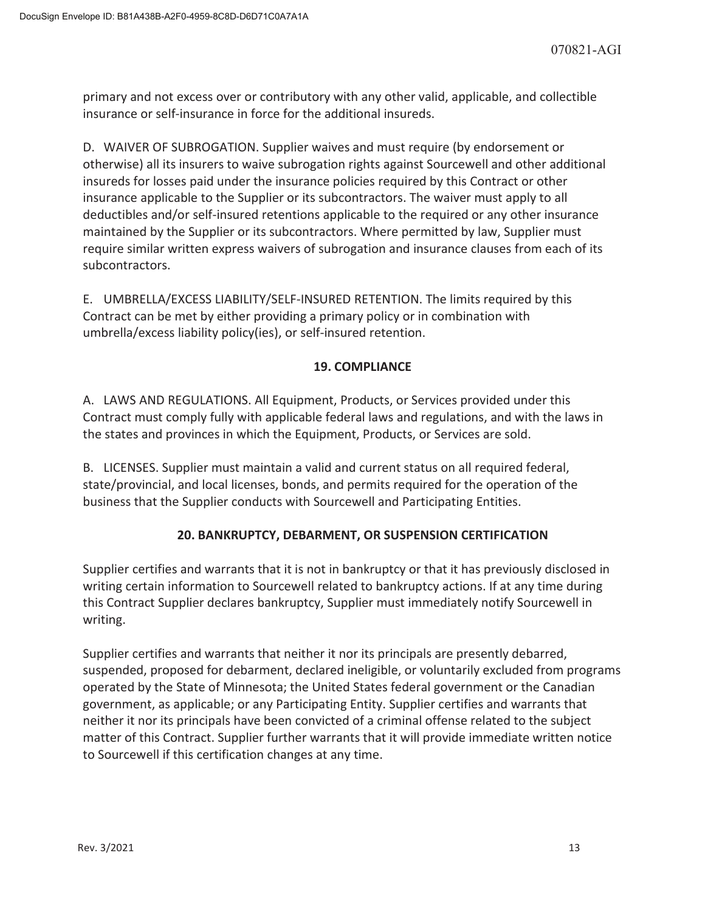primary and not excess over or contributory with any other valid, applicable, and collectible insurance or self-insurance in force for the additional insureds.

D. WAIVER OF SUBROGATION. Supplier waives and must require (by endorsement or otherwise) all its insurers to waive subrogation rights against Sourcewell and other additional insureds for losses paid under the insurance policies required by this Contract or other insurance applicable to the Supplier or its subcontractors. The waiver must apply to all deductibles and/or self-insured retentions applicable to the required or any other insurance maintained by the Supplier or its subcontractors. Where permitted by law, Supplier must require similar written express waivers of subrogation and insurance clauses from each of its subcontractors.

E. UMBRELLA/EXCESS LIABILITY/SELF-INSURED RETENTION. The limits required by this Contract can be met by either providing a primary policy or in combination with umbrella/excess liability policy(ies), or self-insured retention.

## 19. COMPLIANCE

A. LAWS AND REGULATIONS. All Equipment, Products, or Services provided under this Contract must comply fully with applicable federal laws and regulations, and with the laws in the states and provinces in which the Equipment, Products, or Services are sold.

B. LICENSES. Supplier must maintain a valid and current status on all required federal, state/provincial, and local licenses, bonds, and permits required for the operation of the business that the Supplier conducts with Sourcewell and Participating Entities.

## 20. BANKRUPTCY, DEBARMENT, OR SUSPENSION CERTIFICATION

Supplier certifies and warrants that it is not in bankruptcy or that it has previously disclosed in writing certain information to Sourcewell related to bankruptcy actions. If at any time during this Contract Supplier declares bankruptcy, Supplier must immediately notify Sourcewell in writing.

Supplier certifies and warrants that neither it nor its principals are presently debarred, suspended, proposed for debarment, declared ineligible, or voluntarily excluded from programs operated by the State of Minnesota; the United States federal government or the Canadian government, as applicable; or any Participating Entity. Supplier certifies and warrants that neither it nor its principals have been convicted of a criminal offense related to the subject matter of this Contract. Supplier further warrants that it will provide immediate written notice to Sourcewell if this certification changes at any time.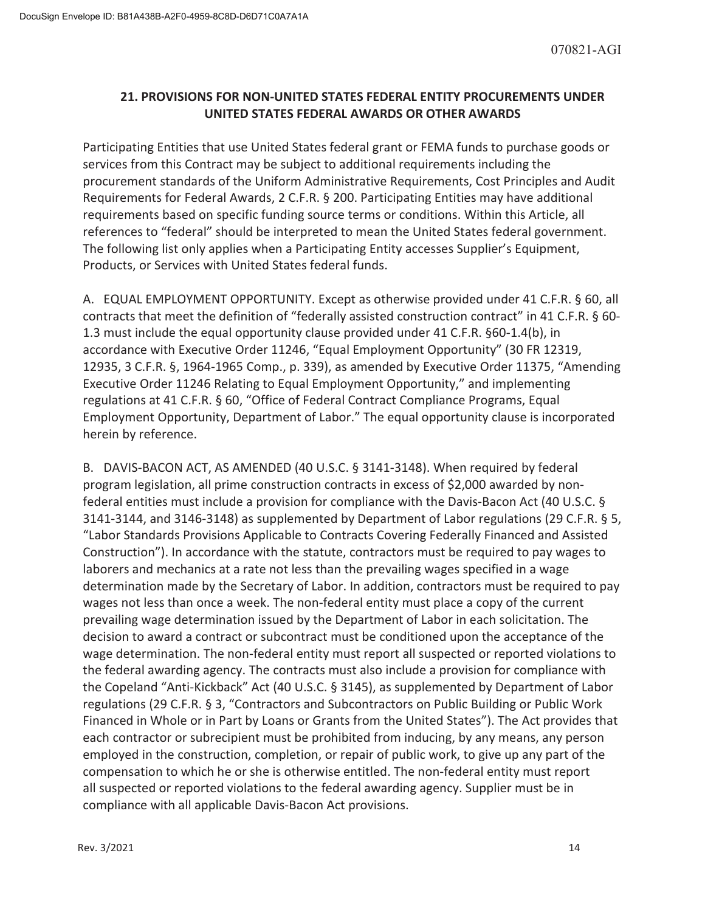## 21. PROVISIONS FOR NON-UNITED STATES FEDERAL ENTITY PROCUREMENTS UNDER UNITED STATES FEDERAL AWARDS OR OTHER AWARDS

Participating Entities that use United States federal grant or FEMA funds to purchase goods or services from this Contract may be subject to additional requirements including the procurement standards of the Uniform Administrative Requirements, Cost Principles and Audit Requirements for Federal Awards, 2 C.F.R. § 200. Participating Entities may have additional requirements based on specific funding source terms or conditions. Within this Article, all references to "federal" should be interpreted to mean the United States federal government. The following list only applies when a Participating Entity accesses Supplier's Equipment, Products, or Services with United States federal funds.

A. EQUAL EMPLOYMENT OPPORTUNITY. Except as otherwise provided under 41 C.F.R. § 60, all contracts that meet the definition of "federally assisted construction contract" in 41 C.F.R. § 60-1.3 must include the equal opportunity clause provided under 41 C.F.R. §60-1.4(b), in accordance with Executive Order 11246, "Equal Employment Opportunity" (30 FR 12319, 12935, 3 C.F.R. §, 1964-1965 Comp., p. 339), as amended by Executive Order 11375, "Amending Executive Order 11246 Relating to Equal Employment Opportunity," and implementing regulations at 41 C.F.R. § 60, "Office of Federal Contract Compliance Programs, Equal Employment Opportunity, Department of Labor." The equal opportunity clause is incorporated herein by reference.

B. DAVIS-BACON ACT, AS AMENDED (40 U.S.C. § 3141-3148). When required by federal program legislation, all prime construction contracts in excess of $2,000 awarded by non-federal entities must include a provision for compliance with the Davis-Bacon Act (40 U.S.C. § 3141-3144, and 3146-3148) as supplemented by Department of Labor regulations (29 C.F.R. § 5, "Labor Standards Provisions Applicable to Contracts Covering Federally Financed and Assisted Construction"). In accordance with the statute, contractors must be required to pay wages to laborers and mechanics at a rate not less than the prevailing wages specified in a wage determination made by the Secretary of Labor. In addition, contractors must be required to pay wages not less than once a week. The non-federal entity must place a copy of the current prevailing wage determination issued by the Department of Labor in each solicitation. The decision to award a contract or subcontract must be conditioned upon the acceptance of the wage determination. The non-federal entity must report all suspected or reported violations to the federal awarding agency. The contracts must also include a provision for compliance with the Copeland "Anti-Kickback" Act (40 U.S.C. § 3145), as supplemented by Department of Labor regulations (29 C.F.R. § 3, "Contractors and Subcontractors on Public Building or Public Work Financed in Whole or in Part by Loans or Grants from the United States"). The Act provides that each contractor or subrecipient must be prohibited from inducing, by any means, any person employed in the construction, completion, or repair of public work, to give up any part of the compensation to which he or she is otherwise entitled. The non-federal entity must report all suspected or reported violations to the federal awarding agency. Supplier must be in compliance with all applicable Davis-Bacon Act provisions.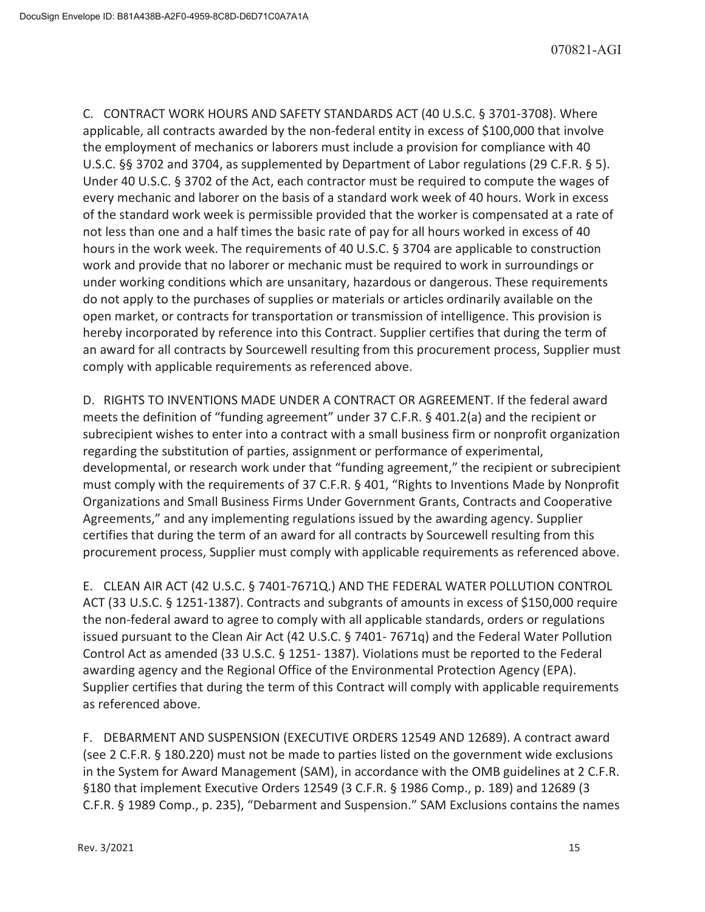C. CONTRACT WORK HOURS AND SAFETY STANDARDS ACT (40 U.S.C. § 3701-3708). Where applicable, all contracts awarded by the non-federal entity in excess of $100,000 that involve the employment of mechanics or laborers must include a provision for compliance with 40 U.S.C. §§ 3702 and 3704, as supplemented by Department of Labor regulations (29 C.F.R. § 5). Under 40 U.S.C. § 3702 of the Act, each contractor must be required to compute the wages of every mechanic and laborer on the basis of a standard work week of 40 hours. Work in excess of the standard work week is permissible provided that the worker is compensated at a rate of not less than one and a half times the basic rate of pay for all hours worked in excess of 40 hours in the work week. The requirements of 40 U.S.C. § 3704 are applicable to construction work and provide that no laborer or mechanic must be required to work in surroundings or under working conditions which are unsanitary, hazardous or dangerous. These requirements do not apply to the purchases of supplies or materials or articles ordinarily available on the open market, or contracts for transportation or transmission of intelligence. This provision is hereby incorporated by reference into this Contract. Supplier certifies that during the term of an award for all contracts by Sourcewell resulting from this procurement process, Supplier must comply with applicable requirements as referenced above.

D. RIGHTS TO INVENTIONS MADE UNDER A CONTRACT OR AGREEMENT. If the federal award meets the definition of "funding agreement" under 37 C.F.R. § 401.2(a) and the recipient or subrecipient wishes to enter into a contract with a small business firm or nonprofit organization regarding the substitution of parties, assignment or performance of experimental, developmental, or research work under that "funding agreement," the recipient or subrecipient must comply with the requirements of 37 C.F.R. § 401, "Rights to Inventions Made by Nonprofit Organizations and Small Business Firms Under Government Grants, Contracts and Cooperative Agreements," and any implementing regulations issued by the awarding agency. Supplier certifies that during the term of an award for all contracts by Sourcewell resulting from this procurement process, Supplier must comply with applicable requirements as referenced above.

E. CLEAN AIR ACT (42 U.S.C. § 7401-7671Q.) AND THE FEDERAL WATER POLLUTION CONTROL ACT (33 U.S.C. § 1251-1387). Contracts and subgrants of amounts in excess of $150,000 require the non-federal award to agree to comply with all applicable standards, orders or regulations issued pursuant to the Clean Air Act (42 U.S.C. § 7401- 7671q) and the Federal Water Pollution Control Act as amended (33 U.S.C. § 1251- 1387). Violations must be reported to the Federal awarding agency and the Regional Office of the Environmental Protection Agency (EPA). Supplier certifies that during the term of this Contract will comply with applicable requirements as referenced above.

F. DEBARMENT AND SUSPENSION (EXECUTIVE ORDERS 12549 AND 12689). A contract award (see 2 C.F.R. § 180.220) must not be made to parties listed on the government wide exclusions in the System for Award Management (SAM), in accordance with the OMB guidelines at 2 C.F.R. §180 that implement Executive Orders 12549 (3 C.F.R. § 1986 Comp., p. 189) and 12689 (3 C.F.R. § 1989 Comp., p. 235), "Debarment and Suspension." SAM Exclusions contains the names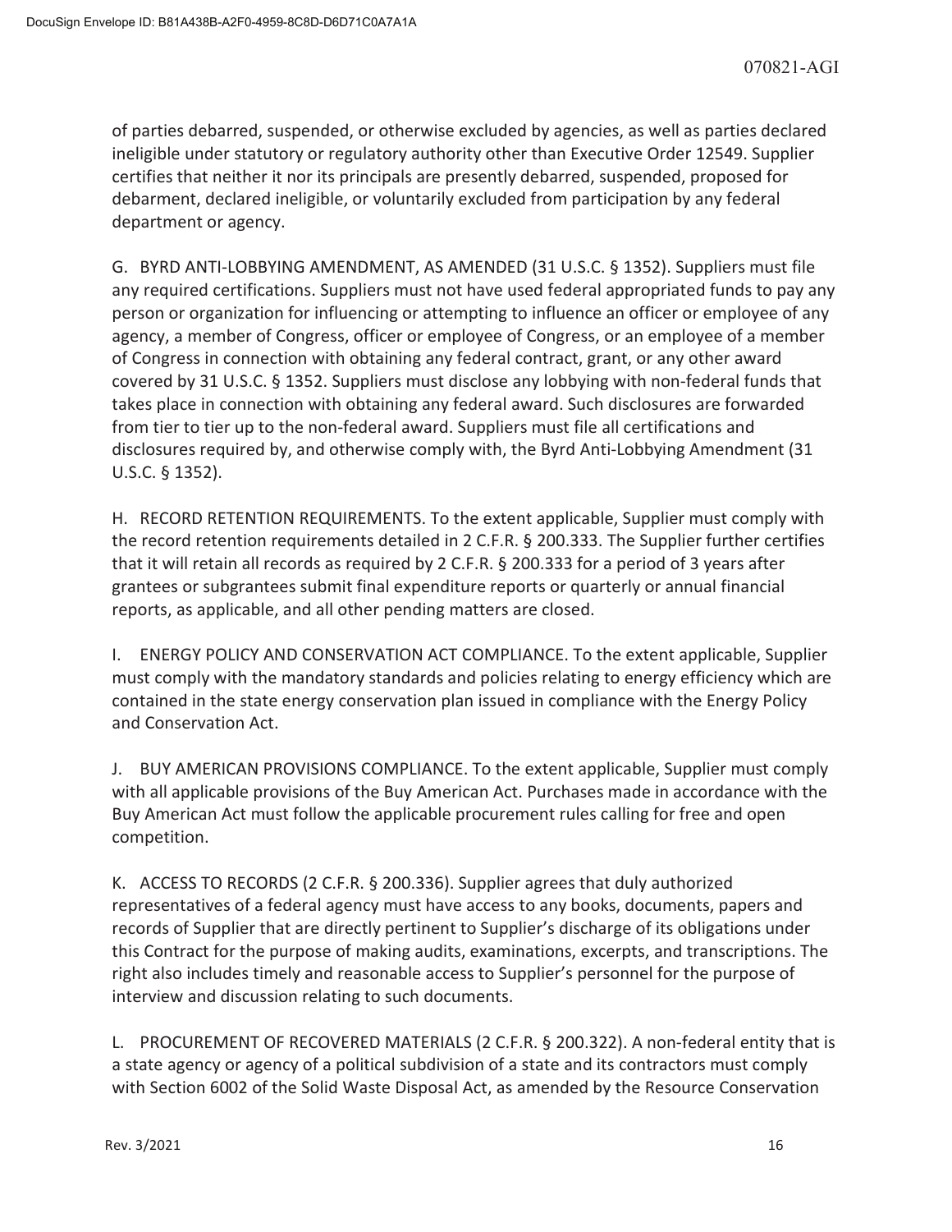of parties debarred, suspended, or otherwise excluded by agencies, as well as parties declared ineligible under statutory or regulatory authority other than Executive Order 12549. Supplier certifies that neither it nor its principals are presently debarred, suspended, proposed for debarment, declared ineligible, or voluntarily excluded from participation by any federal department or agency.

G. BYRD ANTI-LOBBYING AMENDMENT, AS AMENDED (31 U.S.C. § 1352). Suppliers must file any required certifications. Suppliers must not have used federal appropriated funds to pay any person or organization for influencing or attempting to influence an officer or employee of any agency, a member of Congress, officer or employee of Congress, or an employee of a member of Congress in connection with obtaining any federal contract, grant, or any other award covered by 31 U.S.C. § 1352. Suppliers must disclose any lobbying with non-federal funds that takes place in connection with obtaining any federal award. Such disclosures are forwarded from tier to tier up to the non-federal award. Suppliers must file all certifications and disclosures required by, and otherwise comply with, the Byrd Anti-Lobbying Amendment (31 U.S.C. § 1352).

H. RECORD RETENTION REQUIREMENTS. To the extent applicable, Supplier must comply with the record retention requirements detailed in 2 C.F.R. § 200.333. The Supplier further certifies that it will retain all records as required by 2 C.F.R. § 200.333 for a period of 3 years after grantees or subgrantees submit final expenditure reports or quarterly or annual financial reports, as applicable, and all other pending matters are closed.

I. ENERGY POLICY AND CONSERVATION ACT COMPLIANCE. To the extent applicable, Supplier must comply with the mandatory standards and policies relating to energy efficiency which are contained in the state energy conservation plan issued in compliance with the Energy Policy and Conservation Act.

J. BUY AMERICAN PROVISIONS COMPLIANCE. To the extent applicable, Supplier must comply with all applicable provisions of the Buy American Act. Purchases made in accordance with the Buy American Act must follow the applicable procurement rules calling for free and open competition.

K. ACCESS TO RECORDS (2 C.F.R. § 200.336). Supplier agrees that duly authorized representatives of a federal agency must have access to any books, documents, papers and records of Supplier that are directly pertinent to Supplier's discharge of its obligations under this Contract for the purpose of making audits, examinations, excerpts, and transcriptions. The right also includes timely and reasonable access to Supplier's personnel for the purpose of interview and discussion relating to such documents.

L. PROCUREMENT OF RECOVERED MATERIALS (2 C.F.R. § 200.322). A non-federal entity that is a state agency or agency of a political subdivision of a state and its contractors must comply with Section 6002 of the Solid Waste Disposal Act, as amended by the Resource Conservation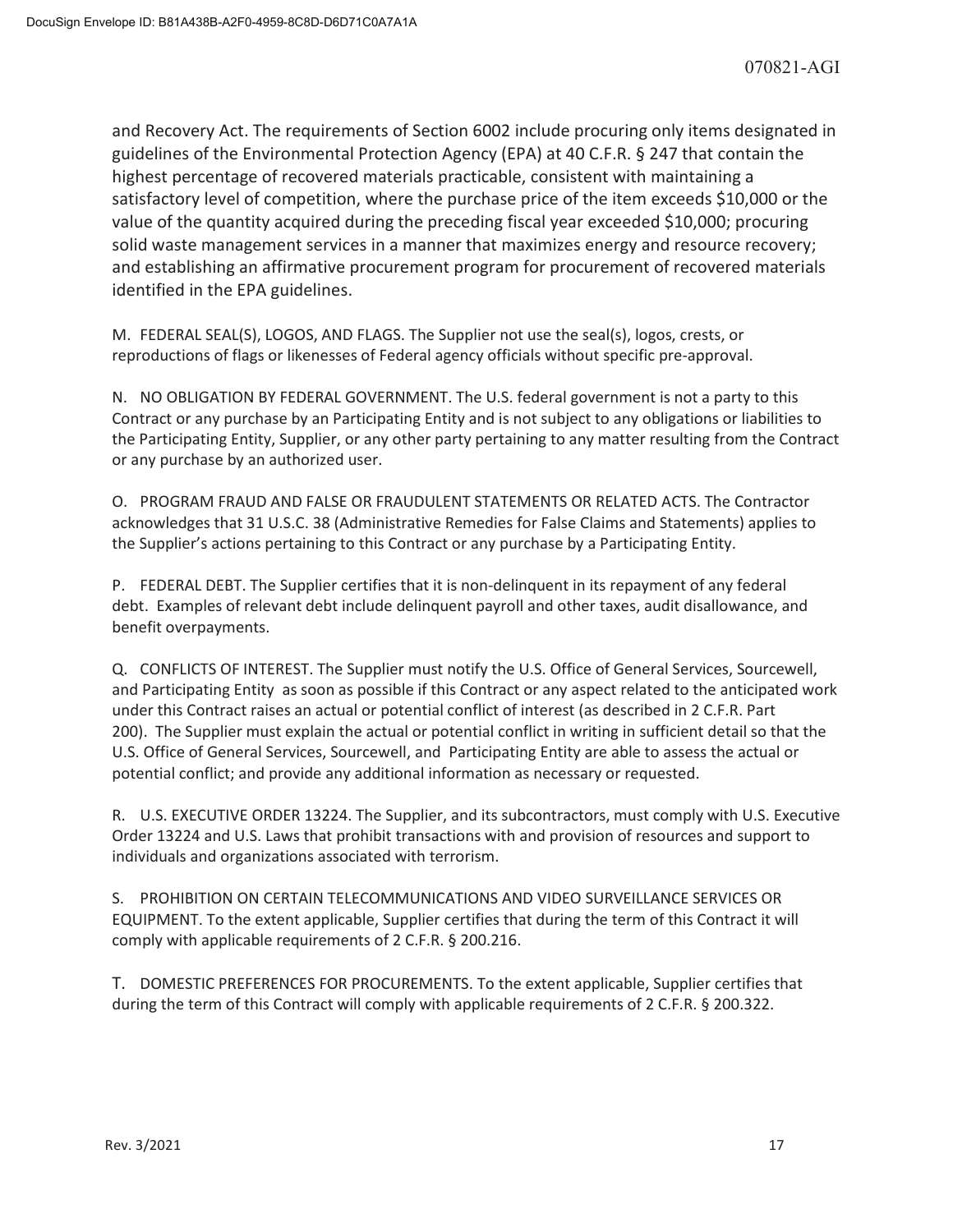and Recovery Act. The requirements of Section 6002 include procuring only items designated in guidelines of the Environmental Protection Agency (EPA) at 40 C.F.R. § 247 that contain the highest percentage of recovered materials practicable, consistent with maintaining a satisfactory level of competition, where the purchase price of the item exceeds $10,000 or the value of the quantity acquired during the preceding fiscal year exceeded $10,000; procuring solid waste management services in a manner that maximizes energy and resource recovery; and establishing an affirmative procurement program for procurement of recovered materials identified in the EPA guidelines.

M. FEDERAL SEAL(S), LOGOS, AND FLAGS. The Supplier not use the seal(s), logos, crests, or reproductions of flags or likenesses of Federal agency officials without specific pre-approval.

N. NO OBLIGATION BY FEDERAL GOVERNMENT. The U.S. federal government is not a party to this Contract or any purchase by an Participating Entity and is not subject to any obligations or liabilities to the Participating Entity, Supplier, or any other party pertaining to any matter resulting from the Contract or any purchase by an authorized user.

O. PROGRAM FRAUD AND FALSE OR FRAUDULENT STATEMENTS OR RELATED ACTS. The Contractor acknowledges that 31 U.S.C. 38 (Administrative Remedies for False Claims and Statements) applies to the Supplier's actions pertaining to this Contract or any purchase by a Participating Entity.

P. FEDERAL DEBT. The Supplier certifies that it is non-delinquent in its repayment of any federal debt. Examples of relevant debt include delinquent payroll and other taxes, audit disallowance, and benefit overpayments.

Q. CONFLICTS OF INTEREST. The Supplier must notify the U.S. Office of General Services, Sourcewell, and Participating Entity as soon as possible if this Contract or any aspect related to the anticipated work under this Contract raises an actual or potential conflict of interest (as described in 2 C.F.R. Part 200). The Supplier must explain the actual or potential conflict in writing in sufficient detail so that the U.S. Office of General Services, Sourcewell, and Participating Entity are able to assess the actual or potential conflict; and provide any additional information as necessary or requested.

R. U.S. EXECUTIVE ORDER 13224. The Supplier, and its subcontractors, must comply with U.S. Executive Order 13224 and U.S. Laws that prohibit transactions with and provision of resources and support to individuals and organizations associated with terrorism.

S. PROHIBITION ON CERTAIN TELECOMMUNICATIONS AND VIDEO SURVEILLANCE SERVICES OR EQUIPMENT. To the extent applicable, Supplier certifies that during the term of this Contract it will comply with applicable requirements of 2 C.F.R. § 200.216.

T. DOMESTIC PREFERENCES FOR PROCUREMENTS. To the extent applicable, Supplier certifies that during the term of this Contract will comply with applicable requirements of 2 C.F.R. § 200.322.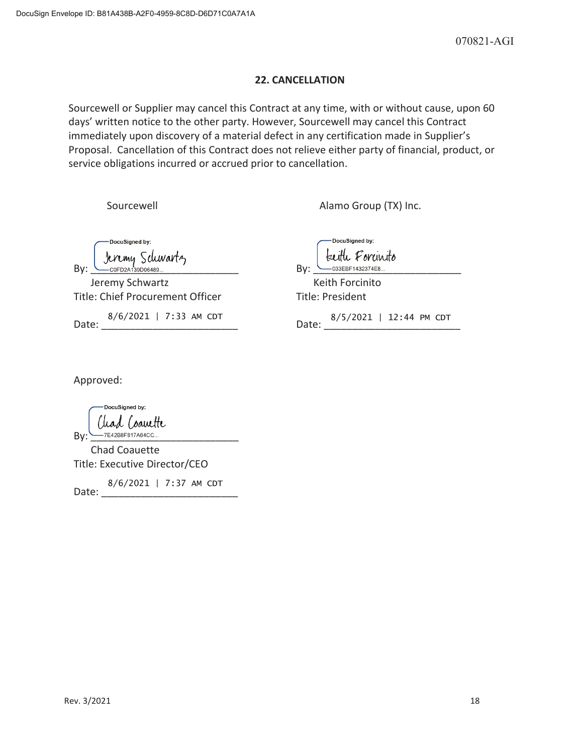## 22. CANCELLATION

Sourcewell or Supplier may cancel this Contract at any time, with or without cause, upon 60 days' written notice to the other party. However, Sourcewell may cancel this Contract immediately upon discovery of a material defect in any certification made in Supplier's Proposal. Cancellation of this Contract does not relieve either party of financial, product, or service obligations incurred or accrued prior to cancellation.

| Sourcewell | Alamo Group (TX) Inc. |
|---|---|
| By: Jeremy Schwartz (DocuSigned by: C0FD2A139D06489...) | By: Keith Forcinito (DocuSigned by: 033EBF1432374E8...) |
| Jeremy Schwartz | Keith Forcinito |
| Title: Chief Procurement Officer | Title: President |
| Date: 8/6/2021 \| 7:33 AM CDT | Date: 8/5/2021 \| 12:44 PM CDT |

Approved:

By: Chad Coauette (DocuSigned by: 7E42B8F817A64CC...)

Chad Coauette

Title: Executive Director/CEO

Date: 8/6/2021 | 7:37 AM CDT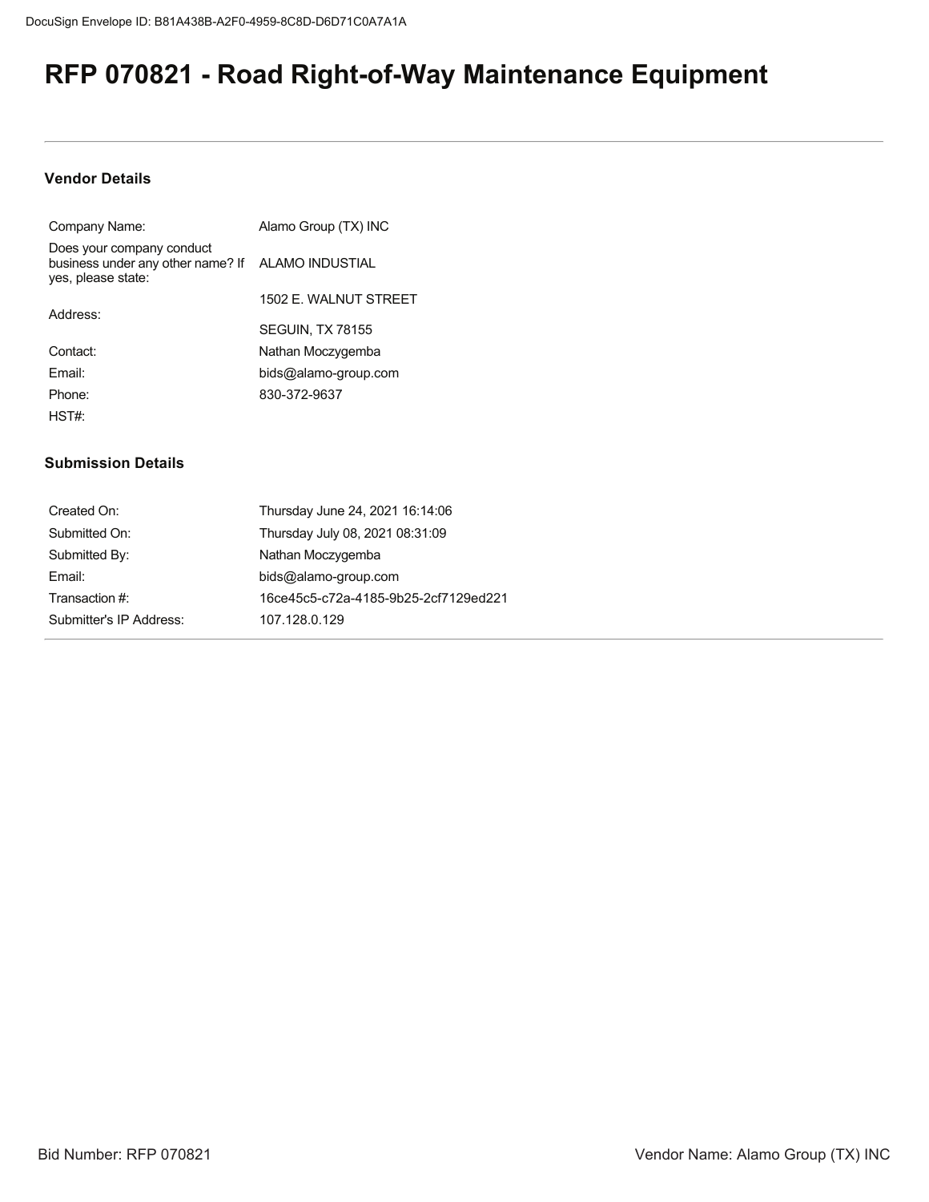# RFP 070821 - Road Right-of-Way Maintenance Equipment

### Vendor Details

| | |
|---|---|
| Company Name: | Alamo Group (TX) INC |
| Does your company conduct business under any other name? If yes, please state: | ALAMO INDUSTIAL |
| Address: | 1502 E. WALNUT STREET<br>SEGUIN, TX 78155 |
| Contact: | Nathan Moczygemba |
| Email: | bids@alamo-group.com |
| Phone: | 830-372-9637 |
| HST#: | |

### Submission Details

| | |
|---|---|
| Created On: | Thursday June 24, 2021 16:14:06 |
| Submitted On: | Thursday July 08, 2021 08:31:09 |
| Submitted By: | Nathan Moczygemba |
| Email: | bids@alamo-group.com |
| Transaction #: | 16ce45c5-c72a-4185-9b25-2cf7129ed221 |
| Submitter's IP Address: | 107.128.0.129 |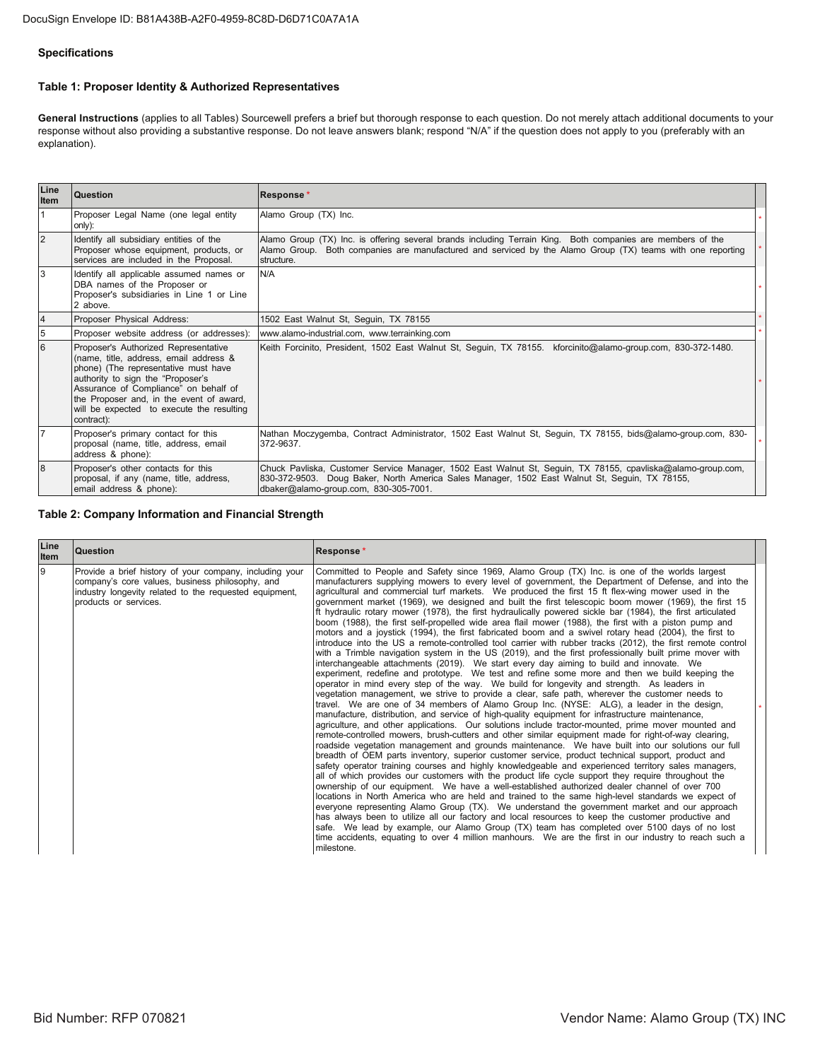DocuSign Envelope ID: B81A438B-A2F0-4959-8C8D-D6D71C0A7A1A

## Specifications

### Table 1: Proposer Identity & Authorized Representatives

**General Instructions** (applies to all Tables) Sourcewell prefers a brief but thorough response to each question. Do not merely attach additional documents to your response without also providing a substantive response. Do not leave answers blank; respond "N/A" if the question does not apply to you (preferably with an explanation).

| Line Item | Question | Response * |
|---|---|---|
| 1 | Proposer Legal Name (one legal entity only): | Alamo Group (TX) Inc. |
| 2 | Identify all subsidiary entities of the Proposer whose equipment, products, or services are included in the Proposal. | Alamo Group (TX) Inc. is offering several brands including Terrain King. Both companies are members of the Alamo Group. Both companies are manufactured and serviced by the Alamo Group (TX) teams with one reporting structure. |
| 3 | Identify all applicable assumed names or DBA names of the Proposer or Proposer's subsidiaries in Line 1 or Line 2 above. | N/A |
| 4 | Proposer Physical Address: | 1502 East Walnut St, Seguin, TX 78155 |
| 5 | Proposer website address (or addresses): | www.alamo-industrial.com, www.terrainking.com |
| 6 | Proposer's Authorized Representative (name, title, address, email address & phone) (The representative must have authority to sign the "Proposer's Assurance of Compliance" on behalf of the Proposer and, in the event of award, will be expected to execute the resulting contract): | Keith Forcinito, President, 1502 East Walnut St, Seguin, TX 78155. kforcinito@alamo-group.com, 830-372-1480. |
| 7 | Proposer's primary contact for this proposal (name, title, address, email address & phone): | Nathan Moczygemba, Contract Administrator, 1502 East Walnut St, Seguin, TX 78155, bids@alamo-group.com, 830-372-9637. |
| 8 | Proposer's other contacts for this proposal, if any (name, title, address, email address & phone): | Chuck Pavliska, Customer Service Manager, 1502 East Walnut St, Seguin, TX 78155, cpavliska@alamo-group.com, 830-372-9503. Doug Baker, North America Sales Manager, 1502 East Walnut St, Seguin, TX 78155, dbaker@alamo-group.com, 830-305-7001. |

### Table 2: Company Information and Financial Strength

| Line Item | Question | Response * |
|---|---|---|
| 9 | Provide a brief history of your company, including your company's core values, business philosophy, and industry longevity related to the requested equipment, products or services. | Committed to People and Safety since 1969, Alamo Group (TX) Inc. is one of the worlds largest manufacturers supplying mowers to every level of government, the Department of Defense, and into the agricultural and commercial turf markets. We produced the first 15 ft flex-wing mower used in the government market (1969), we designed and built the first telescopic boom mower (1969), the first 15 ft hydraulic rotary mower (1978), the first hydraulically powered sickle bar (1984), the first articulated boom (1988), the first self-propelled wide area flail mower (1988), the first with a piston pump and motors and a joystick (1994), the first fabricated boom and a swivel rotary head (2004), the first to introduce into the US a remote-controlled tool carrier with rubber tracks (2012), the first remote control with a Trimble navigation system in the US (2019), and the first professionally built prime mover with interchangeable attachments (2019). We start every day aiming to build and innovate. We experiment, redefine and prototype. We test and refine some more and then we build keeping the operator in mind every step of the way. We build for longevity and strength. As leaders in vegetation management, we strive to provide a clear, safe path, wherever the customer needs to travel. We are one of 34 members of Alamo Group Inc. (NYSE: ALG), a leader in the design, manufacture, distribution, and service of high-quality equipment for infrastructure maintenance, agriculture, and other applications. Our solutions include tractor-mounted, prime mover mounted and remote-controlled mowers, brush-cutters and other similar equipment made for right-of-way clearing, roadside vegetation management and grounds maintenance. We have built into our solutions our full breadth of OEM parts inventory, superior customer service, product technical support, product and safety operator training courses and highly knowledgeable and experienced territory sales managers, all of which provides our customers with the product life cycle support they require throughout the ownership of our equipment. We have a well-established authorized dealer channel of over 700 locations in North America who are held and trained to the same high-level standards we expect of everyone representing Alamo Group (TX). We understand the government market and our approach has always been to utilize all our factory and local resources to keep the customer productive and safe. We lead by example, our Alamo Group (TX) team has completed over 5100 days of no lost time accidents, equating to over 4 million manhours. We are the first in our industry to reach such a milestone. |

Bid Number: RFP 070821 Vendor Name: Alamo Group (TX) INC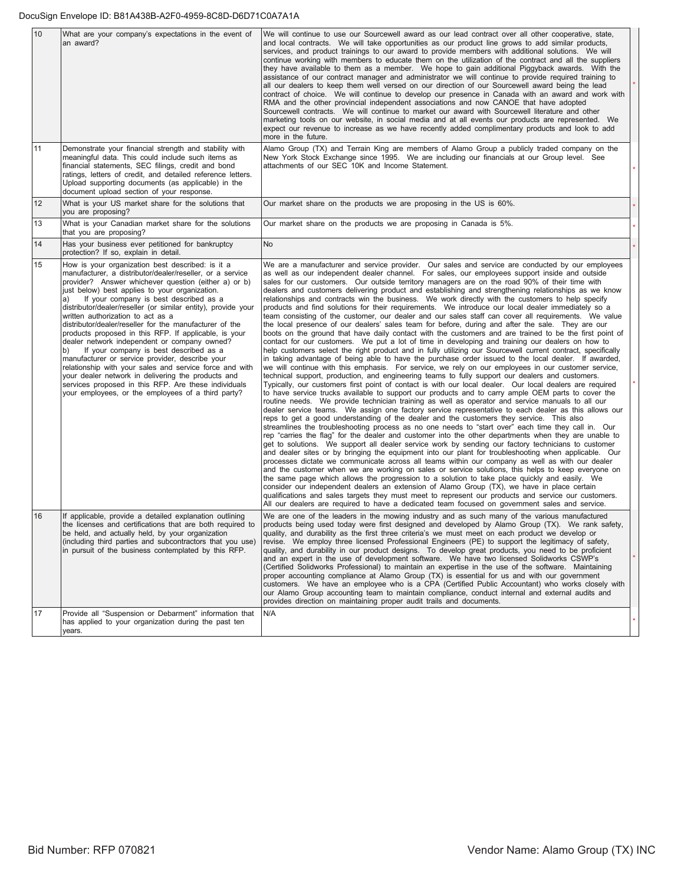| 10 | What are your company's expectations in the event of an award? | We will continue to use our Sourcewell award as our lead contract over all other cooperative, state, and local contracts. We will take opportunities as our product line grows to add similar products, services, and product trainings to our award to provide members with additional solutions. We will continue working with members to educate them on the utilization of the contract and all the suppliers they have available to them as a member. We hope to gain additional Piggyback awards. With the assistance of our contract manager and administrator we will continue to provide required training to all our dealers to keep them well versed on our direction of our Sourcewell award being the lead contract of choice. We will continue to develop our presence in Canada with an award and work with RMA and the other provincial independent associations and now CANOE that have adopted Sourcewell contracts. We will continue to market our award with Sourcewell literature and other marketing tools on our website, in social media and at all events our products are represented. We expect our revenue to increase as we have recently added complimentary products and look to add more in the future. | * |
|---|---|---|---|
| 11 | Demonstrate your financial strength and stability with meaningful data. This could include such items as financial statements, SEC filings, credit and bond ratings, letters of credit, and detailed reference letters. Upload supporting documents (as applicable) in the document upload section of your response. | Alamo Group (TX) and Terrain King are members of Alamo Group a publicly traded company on the New York Stock Exchange since 1995. We are including our financials at our Group level. See attachments of our SEC 10K and Income Statement. | * |
| 12 | What is your US market share for the solutions that you are proposing? | Our market share on the products we are proposing in the US is 60%. | * |
| 13 | What is your Canadian market share for the solutions that you are proposing? | Our market share on the products we are proposing in Canada is 5%. | * |
| 14 | Has your business ever petitioned for bankruptcy protection? If so, explain in detail. | No | * |
| 15 | How is your organization best described: is it a manufacturer, a distributor/dealer/reseller, or a service provider? Answer whichever question (either a) or b) just below) best applies to your organization.<br>a) If your company is best described as a distributor/dealer/reseller (or similar entity), provide your written authorization to act as a distributor/dealer/reseller for the manufacturer of the products proposed in this RFP. If applicable, is your dealer network independent or company owned?<br>b) If your company is best described as a manufacturer or service provider, describe your relationship with your sales and service force and with your dealer network in delivering the products and services proposed in this RFP. Are these individuals your employees, or the employees of a third party? | We are a manufacturer and service provider. Our sales and service are conducted by our employees as well as our independent dealer channel. For sales, our employees support inside and outside sales for our customers. Our outside territory managers are on the road 90% of their time with dealers and customers delivering product and establishing and strengthening relationships as we know relationships and contracts win the business. We work directly with the customers to help specify products and find solutions for their requirements. We introduce our local dealer immediately so a team consisting of the customer, our dealer and our sales staff can cover all requirements. We value the local presence of our dealers' sales team for before, during and after the sale. They are our boots on the ground that have daily contact with the customers and are trained to be the first point of contact for our customers. We put a lot of time in developing and training our dealers on how to help customers select the right product and in fully utilizing our Sourcewell current contract, specifically in taking advantage of being able to have the purchase order issued to the local dealer. If awarded, we will continue with this emphasis. For service, we rely on our employees in our customer service, technical support, production, and engineering teams to fully support our dealers and customers. Typically, our customers first point of contact is with our local dealer. Our local dealers are required to have service trucks available to support our products and to carry ample OEM parts to cover the routine needs. We provide technician training as well as operator and service manuals to all our dealer service teams. We assign one factory service representative to each dealer as this allows our reps to get a good understanding of the dealer and the customers they service. This also streamlines the troubleshooting process as no one needs to "start over" each time they call in. Our rep "carries the flag" for the dealer and customer into the other departments when they are unable to get to solutions. We support all dealer service work by sending our factory technicians to customer and dealer sites or by bringing the equipment into our plant for troubleshooting when applicable. Our processes dictate we communicate across all teams within our company as well as with our dealer and the customer when we are working on sales or service solutions, this helps to keep everyone on the same page which allows the progression to a solution to take place quickly and easily. We consider our independent dealers an extension of Alamo Group (TX), we have in place certain qualifications and sales targets they must meet to represent our products and service our customers. All our dealers are required to have a dedicated team focused on government sales and service. | * |
| 16 | If applicable, provide a detailed explanation outlining the licenses and certifications that are both required to be held, and actually held, by your organization (including third parties and subcontractors that you use) in pursuit of the business contemplated by this RFP. | We are one of the leaders in the mowing industry and as such many of the various manufactured products being used today were first designed and developed by Alamo Group (TX). We rank safety, quality, and durability as the first three criteria's we must meet on each product we develop or revise. We employ three licensed Professional Engineers (PE) to support the legitimacy of safety, quality, and durability in our product designs. To develop great products, you need to be proficient and an expert in the use of development software. We have two licensed Solidworks CSWP's (Certified Solidworks Professional) to maintain an expertise in the use of the software. Maintaining proper accounting compliance at Alamo Group (TX) is essential for us and with our government customers. We have an employee who is a CPA (Certified Public Accountant) who works closely with our Alamo Group accounting team to maintain compliance, conduct internal and external audits and provides direction on maintaining proper audit trails and documents. | * |
| 17 | Provide all "Suspension or Debarment" information that has applied to your organization during the past ten years. | N/A | * |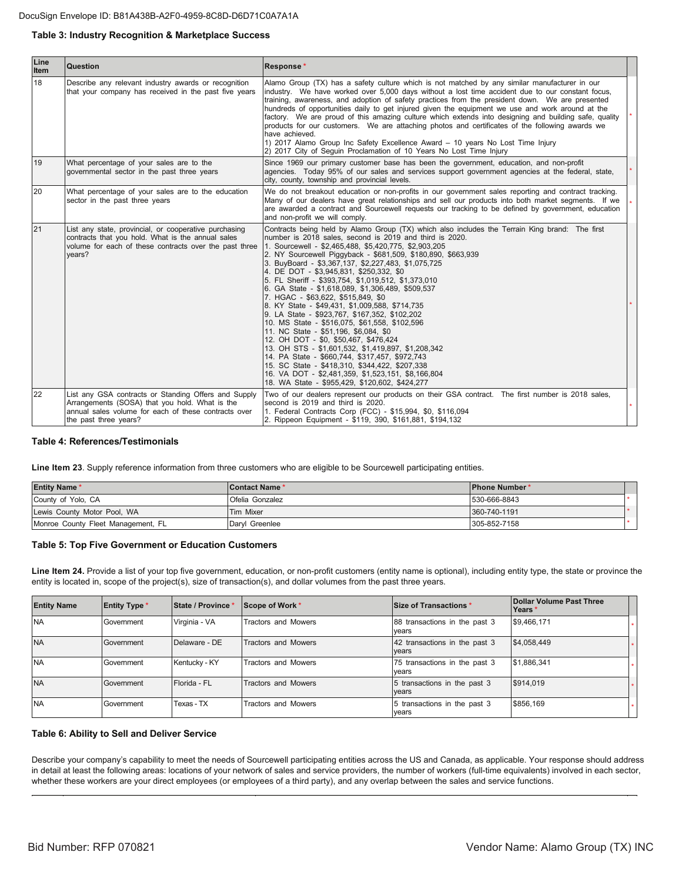### Table 3: Industry Recognition & Marketplace Success

| Line Item | Question | Response * |
|---|---|---|
| 18 | Describe any relevant industry awards or recognition that your company has received in the past five years | Alamo Group (TX) has a safety culture which is not matched by any similar manufacturer in our industry. We have worked over 5,000 days without a lost time accident due to our constant focus, training, awareness, and adoption of safety practices from the president down. We are presented hundreds of opportunities daily to get injured given the equipment we use and work around at the factory. We are proud of this amazing culture which extends into designing and building safe, quality products for our customers. We are attaching photos and certificates of the following awards we have achieved.<br>1) 2017 Alamo Group Inc Safety Excellence Award – 10 years No Lost Time Injury<br>2) 2017 City of Seguin Proclamation of 10 Years No Lost Time Injury |
| 19 | What percentage of your sales are to the governmental sector in the past three years | Since 1969 our primary customer base has been the government, education, and non-profit agencies. Today 95% of our sales and services support government agencies at the federal, state, city, county, township and provincial levels. |
| 20 | What percentage of your sales are to the education sector in the past three years | We do not breakout education or non-profits in our government sales reporting and contract tracking. Many of our dealers have great relationships and sell our products into both market segments. If we are awarded a contract and Sourcewell requests our tracking to be defined by government, education and non-profit we will comply. |
| 21 | List any state, provincial, or cooperative purchasing contracts that you hold. What is the annual sales volume for each of these contracts over the past three years? | Contracts being held by Alamo Group (TX) which also includes the Terrain King brand: The first number is 2018 sales, second is 2019 and third is 2020.<br>1. Sourcewell - $2,465,488, $5,420,775, $2,903,205<br>2. NY Sourcewell Piggyback - $681,509, $180,890, $663,939<br>3. BuyBoard - $3,367,137, $2,227,483, $1,075,725<br>4. DE DOT - $3,945,831, $250,332, $0<br>5. FL Sheriff - $393,754, $1,019,512, $1,373,010<br>6. GA State - $1,618,089, $1,306,489, $509,537<br>7. HGAC - $63,622, $515,849, $0<br>8. KY State - $49,431, $1,009,588, $714,735<br>9. LA State - $923,767, $167,352, $102,202<br>10. MS State - $516,075, $61,558, $102,596<br>11. NC State - $51,196, $6,084, $0<br>12. OH DOT - $0, $50,467, $476,424<br>13. OH STS - $1,601,532, $1,419,897, $1,208,342<br>14. PA State - $660,744, $317,457, $972,743<br>15. SC State - $418,310, $344,422, $207,338<br>16. VA DOT - $2,481,359, $1,523,151, $8,166,804<br>18. WA State - $955,429, $120,602, $424,277 |
| 22 | List any GSA contracts or Standing Offers and Supply Arrangements (SOSA) that you hold. What is the annual sales volume for each of these contracts over the past three years? | Two of our dealers represent our products on their GSA contract. The first number is 2018 sales, second is 2019 and third is 2020.<br>1. Federal Contracts Corp (FCC) - $15,994, $0, $116,094<br>2. Rippeon Equipment - $119, 390, $161,881, $194,132 |

### Table 4: References/Testimonials

**Line Item 23**. Supply reference information from three customers who are eligible to be Sourcewell participating entities.

| Entity Name * | Contact Name * | Phone Number * |
|---|---|---|
| County of Yolo, CA | Ofelia Gonzalez | 530-666-8843 |
| Lewis County Motor Pool, WA | Tim Mixer | 360-740-1191 |
| Monroe County Fleet Management, FL | Daryl Greenlee | 305-852-7158 |

### Table 5: Top Five Government or Education Customers

**Line Item 24.** Provide a list of your top five government, education, or non-profit customers (entity name is optional), including entity type, the state or province the entity is located in, scope of the project(s), size of transaction(s), and dollar volumes from the past three years.

| Entity Name | Entity Type * | State / Province * | Scope of Work * | Size of Transactions * | Dollar Volume Past Three Years * |
|---|---|---|---|---|---|
| NA | Government | Virginia - VA | Tractors and Mowers | 88 transactions in the past 3 years | $9,466,171 |
| NA | Government | Delaware - DE | Tractors and Mowers | 42 transactions in the past 3 years | $4,058,449 |
| NA | Government | Kentucky - KY | Tractors and Mowers | 75 transactions in the past 3 years | $1,886,341 |
| NA | Government | Florida - FL | Tractors and Mowers | 5 transactions in the past 3 years | $914,019 |
| NA | Government | Texas - TX | Tractors and Mowers | 5 transactions in the past 3 years | $856,169 |

### Table 6: Ability to Sell and Deliver Service

Describe your company's capability to meet the needs of Sourcewell participating entities across the US and Canada, as applicable. Your response should address in detail at least the following areas: locations of your network of sales and service providers, the number of workers (full-time equivalents) involved in each sector, whether these workers are your direct employees (or employees of a third party), and any overlap between the sales and service functions.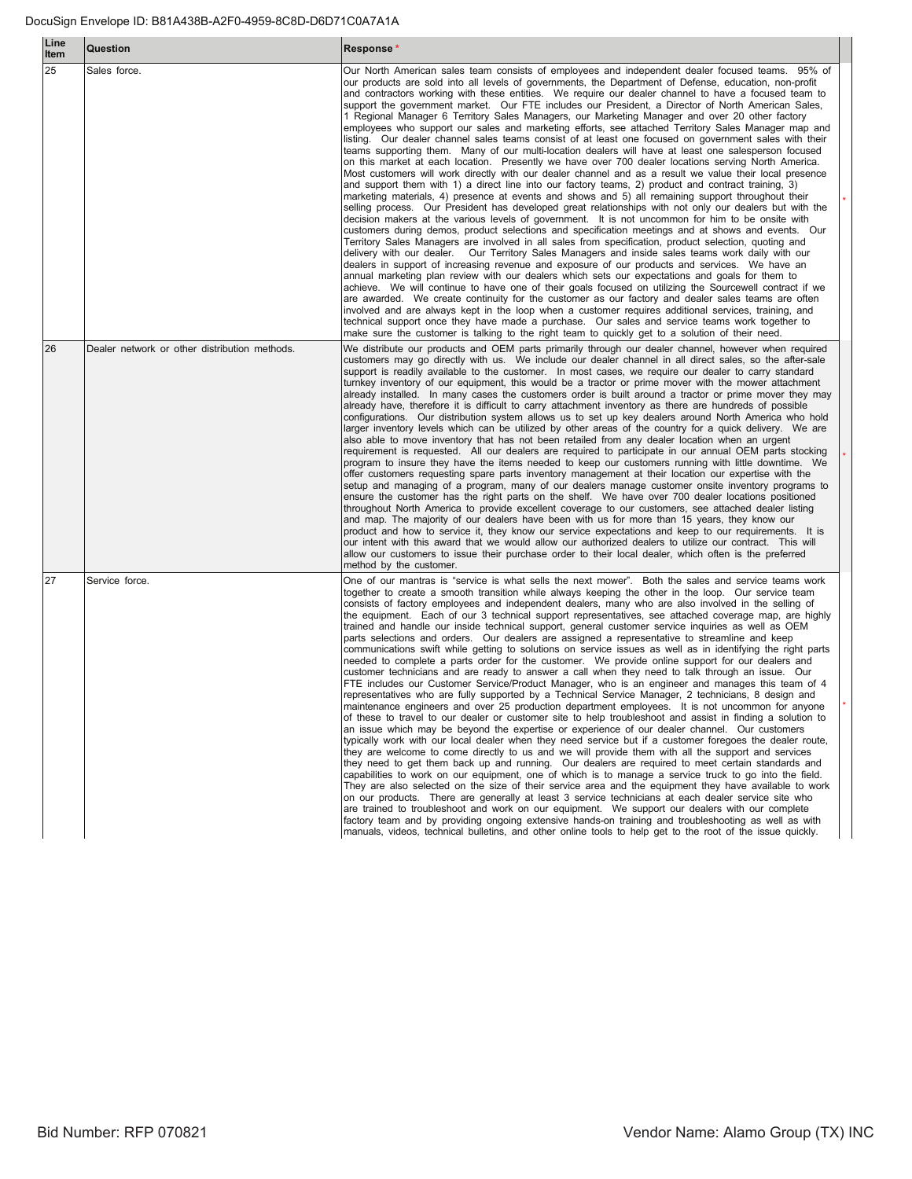| Line Item | Question | Response * |
|---|---|---|
| 25 | Sales force. | Our North American sales team consists of employees and independent dealer focused teams. 95% of our products are sold into all levels of governments, the Department of Defense, education, non-profit and contractors working with these entities. We require our dealer channel to have a focused team to support the government market. Our FTE includes our President, a Director of North American Sales, 1 Regional Manager 6 Territory Sales Managers, our Marketing Manager and over 20 other factory employees who support our sales and marketing efforts, see attached Territory Sales Manager map and listing. Our dealer channel sales teams consist of at least one focused on government sales with their teams supporting them. Many of our multi-location dealers will have at least one salesperson focused on this market at each location. Presently we have over 700 dealer locations serving North America. Most customers will work directly with our dealer channel and as a result we value their local presence and support them with 1) a direct line into our factory teams, 2) product and contract training, 3) marketing materials, 4) presence at events and shows and 5) all remaining support throughout their selling process. Our President has developed great relationships with not only our dealers but with the decision makers at the various levels of government. It is not uncommon for him to be onsite with customers during demos, product selections and specification meetings and at shows and events. Our Territory Sales Managers are involved in all sales from specification, product selection, quoting and delivery with our dealer. Our Territory Sales Managers and inside sales teams work daily with our dealers in support of increasing revenue and exposure of our products and services. We have an annual marketing plan review with our dealers which sets our expectations and goals for them to achieve. We will continue to have one of their goals focused on utilizing the Sourcewell contract if we are awarded. We create continuity for the customer as our factory and dealer sales teams are often involved and are always kept in the loop when a customer requires additional services, training, and technical support once they have made a purchase. Our sales and service teams work together to make sure the customer is talking to the right team to quickly get to a solution of their need. |
| 26 | Dealer network or other distribution methods. | We distribute our products and OEM parts primarily through our dealer channel, however when required customers may go directly with us. We include our dealer channel in all direct sales, so the after-sale support is readily available to the customer. In most cases, we require our dealer to carry standard turnkey inventory of our equipment, this would be a tractor or prime mover with the mower attachment already installed. In many cases the customers order is built around a tractor or prime mover they may already have, therefore it is difficult to carry attachment inventory as there are hundreds of possible configurations. Our distribution system allows us to set up key dealers around North America who hold larger inventory levels which can be utilized by other areas of the country for a quick delivery. We are also able to move inventory that has not been retailed from any dealer location when an urgent requirement is requested. All our dealers are required to participate in our annual OEM parts stocking program to insure they have the items needed to keep our customers running with little downtime. We offer customers requesting spare parts inventory management at their location our expertise with the setup and managing of a program, many of our dealers manage customer onsite inventory programs to ensure the customer has the right parts on the shelf. We have over 700 dealer locations positioned throughout North America to provide excellent coverage to our customers, see attached dealer listing and map. The majority of our dealers have been with us for more than 15 years, they know our product and how to service it, they know our service expectations and keep to our requirements. It is our intent with this award that we would allow our authorized dealers to utilize our contract. This will allow our customers to issue their purchase order to their local dealer, which often is the preferred method by the customer. |
| 27 | Service force. | One of our mantras is "service is what sells the next mower". Both the sales and service teams work together to create a smooth transition while always keeping the other in the loop. Our service team consists of factory employees and independent dealers, many who are also involved in the selling of the equipment. Each of our 3 technical support representatives, see attached coverage map, are highly trained and handle our inside technical support, general customer service inquiries as well as OEM parts selections and orders. Our dealers are assigned a representative to streamline and keep communications swift while getting to solutions on service issues as well as in identifying the right parts needed to complete a parts order for the customer. We provide online support for our dealers and customer technicians and are ready to answer a call when they need to talk through an issue. Our FTE includes our Customer Service/Product Manager, who is an engineer and manages this team of 4 representatives who are fully supported by a Technical Service Manager, 2 technicians, 8 design and maintenance engineers and over 25 production department employees. It is not uncommon for anyone of these to travel to our dealer or customer site to help troubleshoot and assist in finding a solution to an issue which may be beyond the expertise or experience of our dealer channel. Our customers typically work with our local dealer when they need service but if a customer foregoes the dealer route, they are welcome to come directly to us and we will provide them with all the support and services they need to get them back up and running. Our dealers are required to meet certain standards and capabilities to work on our equipment, one of which is to manage a service truck to go into the field. They are also selected on the size of their service area and the equipment they have available to work on our products. There are generally at least 3 service technicians at each dealer service site who are trained to troubleshoot and work on our equipment. We support our dealers with our complete factory team and by providing ongoing extensive hands-on training and troubleshooting as well as with manuals, videos, technical bulletins, and other online tools to help get to the root of the issue quickly. |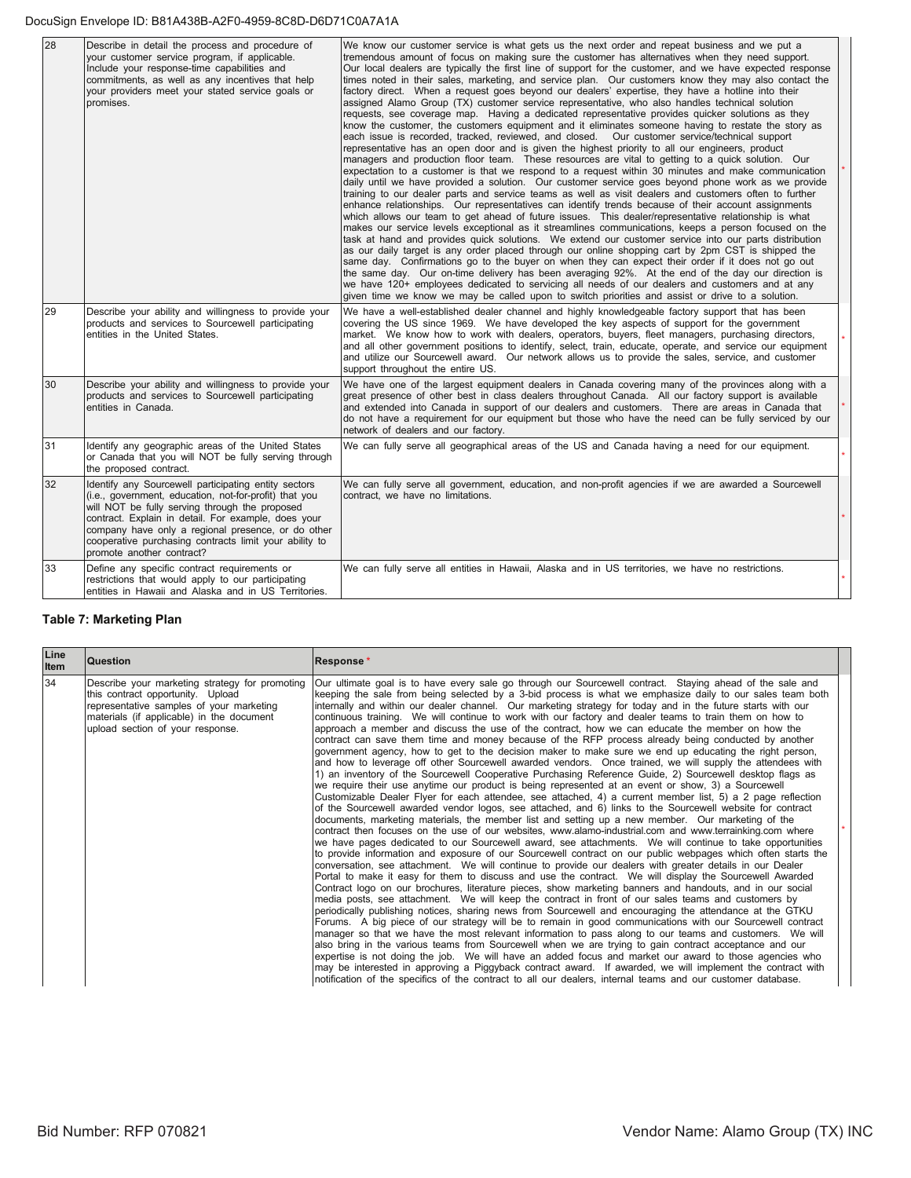| 28 | Describe in detail the process and procedure of your customer service program, if applicable. Include your response-time capabilities and commitments, as well as any incentives that help your providers meet your stated service goals or promises. | We know our customer service is what gets us the next order and repeat business and we put a tremendous amount of focus on making sure the customer has alternatives when they need support. Our local dealers are typically the first line of support for the customer, and we have expected response times noted in their sales, marketing, and service plan. Our customers know they may also contact the factory direct. When a request goes beyond our dealers' expertise, they have a hotline into their assigned Alamo Group (TX) customer service representative, who also handles technical solution requests, see coverage map. Having a dedicated representative provides quicker solutions as they know the customer, the customers equipment and it eliminates someone having to restate the story as each issue is recorded, tracked, reviewed, and closed. Our customer service/technical support representative has an open door and is given the highest priority to all our engineers, product managers and production floor team. These resources are vital to getting to a quick solution. Our expectation to a customer is that we respond to a request within 30 minutes and make communication daily until we have provided a solution. Our customer service goes beyond phone work as we provide training to our dealer parts and service teams as well as visit dealers and customers often to further enhance relationships. Our representatives can identify trends because of their account assignments which allows our team to get ahead of future issues. This dealer/representative relationship is what makes our service levels exceptional as it streamlines communications, keeps a person focused on the task at hand and provides quick solutions. We extend our customer service into our parts distribution as our daily target is any order placed through our online shopping cart by 2pm CST is shipped the same day. Confirmations go to the buyer on when they can expect their order if it does not go out the same day. Our on-time delivery has been averaging 92%. At the end of the day our direction is we have 120+ employees dedicated to servicing all needs of our dealers and customers and at any given time we know we may be called upon to switch priorities and assist or drive to a solution. | * |
|---|---|---|---|
| 29 | Describe your ability and willingness to provide your products and services to Sourcewell participating entities in the United States. | We have a well-established dealer channel and highly knowledgeable factory support that has been covering the US since 1969. We have developed the key aspects of support for the government market. We know how to work with dealers, operators, buyers, fleet managers, purchasing directors, and all other government positions to identify, select, train, educate, operate, and service our equipment and utilize our Sourcewell award. Our network allows us to provide the sales, service, and customer support throughout the entire US. | * |
| 30 | Describe your ability and willingness to provide your products and services to Sourcewell participating entities in Canada. | We have one of the largest equipment dealers in Canada covering many of the provinces along with a great presence of other best in class dealers throughout Canada. All our factory support is available and extended into Canada in support of our dealers and customers. There are areas in Canada that do not have a requirement for our equipment but those who have the need can be fully serviced by our network of dealers and our factory. | * |
| 31 | Identify any geographic areas of the United States or Canada that you will NOT be fully serving through the proposed contract. | We can fully serve all geographical areas of the US and Canada having a need for our equipment. | * |
| 32 | Identify any Sourcewell participating entity sectors (i.e., government, education, not-for-profit) that you will NOT be fully serving through the proposed contract. Explain in detail. For example, does your company have only a regional presence, or do other cooperative purchasing contracts limit your ability to promote another contract? | We can fully serve all government, education, and non-profit agencies if we are awarded a Sourcewell contract, we have no limitations. | * |
| 33 | Define any specific contract requirements or restrictions that would apply to our participating entities in Hawaii and Alaska and in US Territories. | We can fully serve all entities in Hawaii, Alaska and in US territories, we have no restrictions. | * |

**Table 7: Marketing Plan**

| Line Item | Question | Response * | |
|---|---|---|---|
| 34 | Describe your marketing strategy for promoting this contract opportunity. Upload representative samples of your marketing materials (if applicable) in the document upload section of your response. | Our ultimate goal is to have every sale go through our Sourcewell contract. Staying ahead of the sale and keeping the sale from being selected by a 3-bid process is what we emphasize daily to our sales team both internally and within our dealer channel. Our marketing strategy for today and in the future starts with our continuous training. We will continue to work with our factory and dealer teams to train them on how to approach a member and discuss the use of the contract, how we can educate the member on how the contract can save them time and money because of the RFP process already being conducted by another government agency, how to get to the decision maker to make sure we end up educating the right person, and how to leverage off other Sourcewell awarded vendors. Once trained, we will supply the attendees with 1) an inventory of the Sourcewell Cooperative Purchasing Reference Guide, 2) Sourcewell desktop flags as we require their use anytime our product is being represented at an event or show, 3) a Sourcewell Customizable Dealer Flyer for each attendee, see attached, 4) a current member list, 5) a 2 page reflection of the Sourcewell awarded vendor logos, see attached, and 6) links to the Sourcewell website for contract documents, marketing materials, the member list and setting up a new member. Our marketing of the contract then focuses on the use of our websites, www.alamo-industrial.com and www.terrainking.com where we have pages dedicated to our Sourcewell award, see attachments. We will continue to take opportunities to provide information and exposure of our Sourcewell contract on our public webpages which often starts the conversation, see attachment. We will continue to provide our dealers with greater details in our Dealer Portal to make it easy for them to discuss and use the contract. We will display the Sourcewell Awarded Contract logo on our brochures, literature pieces, show marketing banners and handouts, and in our social media posts, see attachment. We will keep the contract in front of our sales teams and customers by periodically publishing notices, sharing news from Sourcewell and encouraging the attendance at the GTKU Forums. A big piece of our strategy will be to remain in good communications with our Sourcewell contract manager so that we have the most relevant information to pass along to our teams and customers. We will also bring in the various teams from Sourcewell when we are trying to gain contract acceptance and our expertise is not doing the job. We will have an added focus and market our award to those agencies who may be interested in approving a Piggyback contract award. If awarded, we will implement the contract with notification of the specifics of the contract to all our dealers, internal teams and our customer database. | * |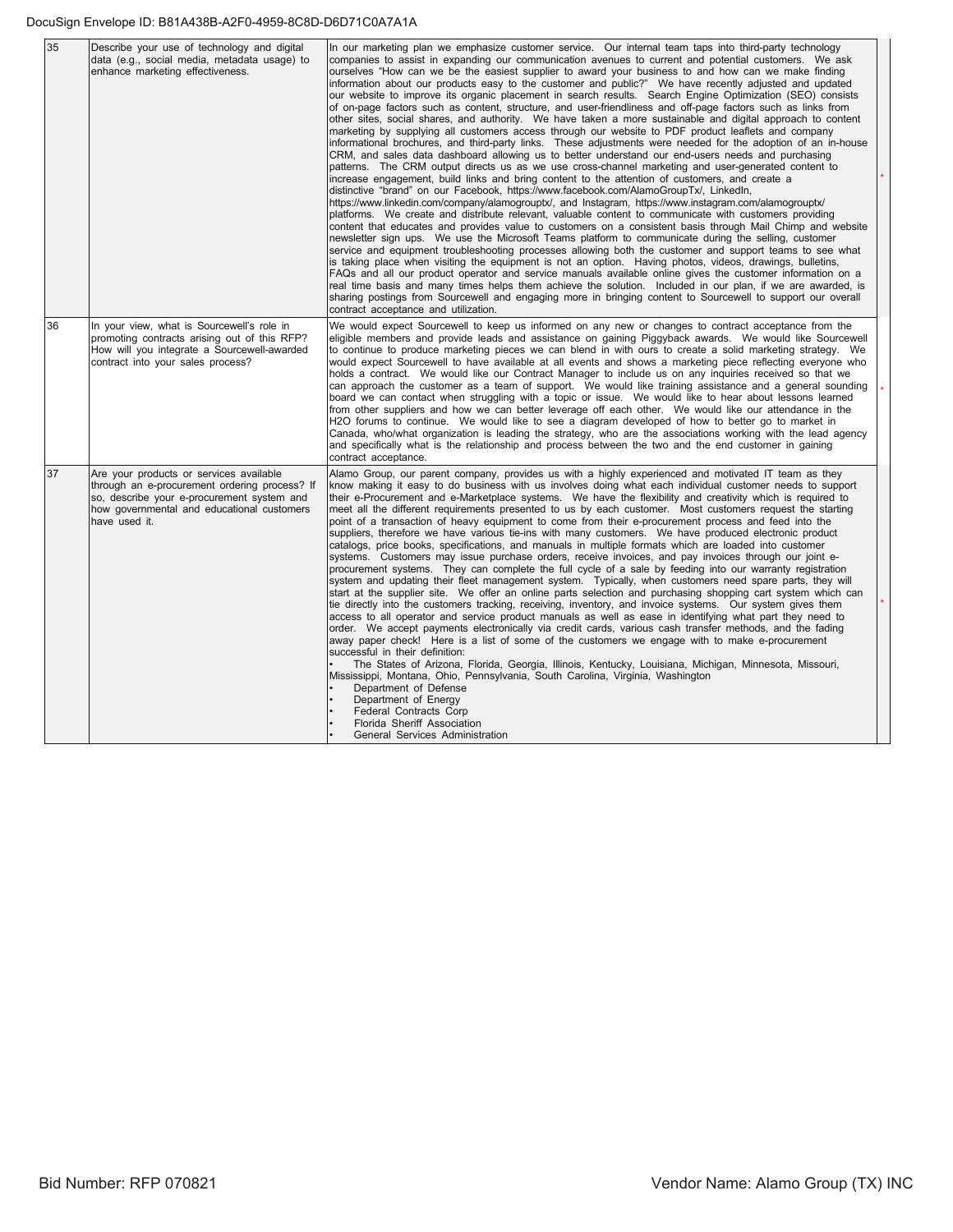| 35 | Describe your use of technology and digital data (e.g., social media, metadata usage) to enhance marketing effectiveness. | In our marketing plan we emphasize customer service. Our internal team taps into third-party technology companies to assist in expanding our communication avenues to current and potential customers. We ask ourselves "How can we be the easiest supplier to award your business to and how can we make finding information about our products easy to the customer and public?" We have recently adjusted and updated our website to improve its organic placement in search results. Search Engine Optimization (SEO) consists of on-page factors such as content, structure, and user-friendliness and off-page factors such as links from other sites, social shares, and authority. We have taken a more sustainable and digital approach to content marketing by supplying all customers access through our website to PDF product leaflets and company informational brochures, and third-party links. These adjustments were needed for the adoption of an in-house CRM, and sales data dashboard allowing us to better understand our end-users needs and purchasing patterns. The CRM output directs us as we use cross-channel marketing and user-generated content to increase engagement, build links and bring content to the attention of customers, and create a distinctive "brand" on our Facebook, https://www.facebook.com/AlamoGroupTx/, LinkedIn, https://www.linkedin.com/company/alamogrouptx/, and Instagram, https://www.instagram.com/alamogrouptx/ platforms. We create and distribute relevant, valuable content to communicate with customers providing content that educates and provides value to customers on a consistent basis through Mail Chimp and website newsletter sign ups. We use the Microsoft Teams platform to communicate during the selling, customer service and equipment troubleshooting processes allowing both the customer and support teams to see what is taking place when visiting the equipment is not an option. Having photos, videos, drawings, bulletins, FAQs and all our product operator and service manuals available online gives the customer information on a real time basis and many times helps them achieve the solution. Included in our plan, if we are awarded, is sharing postings from Sourcewell and engaging more in bringing content to Sourcewell to support our overall contract acceptance and utilization. | * |
|---|---|---|---|
| 36 | In your view, what is Sourcewell's role in promoting contracts arising out of this RFP? How will you integrate a Sourcewell-awarded contract into your sales process? | We would expect Sourcewell to keep us informed on any new or changes to contract acceptance from the eligible members and provide leads and assistance on gaining Piggyback awards. We would like Sourcewell to continue to produce marketing pieces we can blend in with ours to create a solid marketing strategy. We would expect Sourcewell to have available at all events and shows a marketing piece reflecting everyone who holds a contract. We would like our Contract Manager to include us on any inquiries received so that we can approach the customer as a team of support. We would like training assistance and a general sounding board we can contact when struggling with a topic or issue. We would like to hear about lessons learned from other suppliers and how we can better leverage off each other. We would like our attendance in the H2O forums to continue. We would like to see a diagram developed of how to better go to market in Canada, who/what organization is leading the strategy, who are the associations working with the lead agency and specifically what is the relationship and process between the two and the end customer in gaining contract acceptance. | * |
| 37 | Are your products or services available through an e-procurement ordering process? If so, describe your e-procurement system and how governmental and educational customers have used it. | Alamo Group, our parent company, provides us with a highly experienced and motivated IT team as they know making it easy to do business with us involves doing what each individual customer needs to support their e-Procurement and e-Marketplace systems. We have the flexibility and creativity which is required to meet all the different requirements presented to us by each customer. Most customers request the starting point of a transaction of heavy equipment to come from their e-procurement process and feed into the suppliers, therefore we have various tie-ins with many customers. We have produced electronic product catalogs, price books, specifications, and manuals in multiple formats which are loaded into customer systems. Customers may issue purchase orders, receive invoices, and pay invoices through our joint e-procurement systems. They can complete the full cycle of a sale by feeding into our warranty registration system and updating their fleet management system. Typically, when customers need spare parts, they will start at the supplier site. We offer an online parts selection and purchasing shopping cart system which can tie directly into the customers tracking, receiving, inventory, and invoice systems. Our system gives them access to all operator and service product manuals as well as ease in identifying what part they need to order. We accept payments electronically via credit cards, various cash transfer methods, and the fading away paper check! Here is a list of some of the customers we engage with to make e-procurement successful in their definition:<br>• The States of Arizona, Florida, Georgia, Illinois, Kentucky, Louisiana, Michigan, Minnesota, Missouri, Mississippi, Montana, Ohio, Pennsylvania, South Carolina, Virginia, Washington<br>• Department of Defense<br>• Department of Energy<br>• Federal Contracts Corp<br>• Florida Sheriff Association<br>• General Services Administration | * |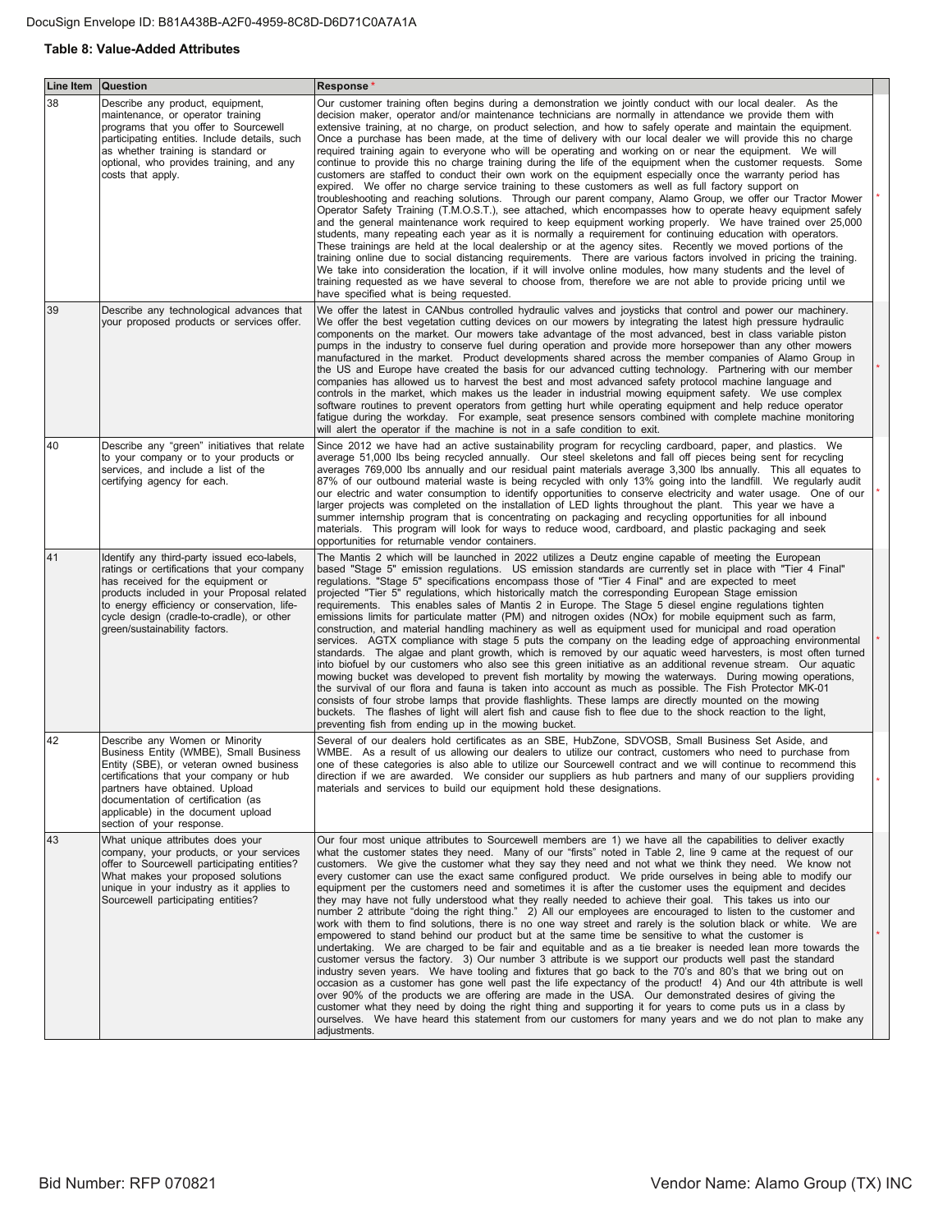**Table 8: Value-Added Attributes**

| Line Item | Question | Response * |
|---|---|---|
| 38 | Describe any product, equipment, maintenance, or operator training programs that you offer to Sourcewell participating entities. Include details, such as whether training is standard or optional, who provides training, and any costs that apply. | Our customer training often begins during a demonstration we jointly conduct with our local dealer. As the decision maker, operator and/or maintenance technicians are normally in attendance we provide them with extensive training, at no charge, on product selection, and how to safely operate and maintain the equipment. Once a purchase has been made, at the time of delivery with our local dealer we will provide this no charge required training again to everyone who will be operating and working on or near the equipment. We will continue to provide this no charge training during the life of the equipment when the customer requests. Some customers are staffed to conduct their own work on the equipment especially once the warranty period has expired. We offer no charge service training to these customers as well as full factory support on troubleshooting and reaching solutions. Through our parent company, Alamo Group, we offer our Tractor Mower Operator Safety Training (T.M.O.S.T.), see attached, which encompasses how to operate heavy equipment safely and the general maintenance work required to keep equipment working properly. We have trained over 25,000 students, many repeating each year as it is normally a requirement for continuing education with operators. These trainings are held at the local dealership or at the agency sites. Recently we moved portions of the training online due to social distancing requirements. There are various factors involved in pricing the training. We take into consideration the location, if it will involve online modules, how many students and the level of training requested as we have several to choose from, therefore we are not able to provide pricing until we have specified what is being requested. |
| 39 | Describe any technological advances that your proposed products or services offer. | We offer the latest in CANbus controlled hydraulic valves and joysticks that control and power our machinery. We offer the best vegetation cutting devices on our mowers by integrating the latest high pressure hydraulic components on the market. Our mowers take advantage of the most advanced, best in class variable piston pumps in the industry to conserve fuel during operation and provide more horsepower than any other mowers manufactured in the market. Product developments shared across the member companies of Alamo Group in the US and Europe have created the basis for our advanced cutting technology. Partnering with our member companies has allowed us to harvest the best and most advanced safety protocol machine language and controls in the market, which makes us the leader in industrial mowing equipment safety. We use complex software routines to prevent operators from getting hurt while operating equipment and help reduce operator fatigue during the workday. For example, seat presence sensors combined with complete machine monitoring will alert the operator if the machine is not in a safe condition to exit. |
| 40 | Describe any "green" initiatives that relate to your company or to your products or services, and include a list of the certifying agency for each. | Since 2012 we have had an active sustainability program for recycling cardboard, paper, and plastics. We average 51,000 lbs being recycled annually. Our steel skeletons and fall off pieces being sent for recycling averages 769,000 lbs annually and our residual paint materials average 3,300 lbs annually. This all equates to 87% of our outbound material waste is being recycled with only 13% going into the landfill. We regularly audit our electric and water consumption to identify opportunities to conserve electricity and water usage. One of our larger projects was completed on the installation of LED lights throughout the plant. This year we have a summer internship program that is concentrating on packaging and recycling opportunities for all inbound materials. This program will look for ways to reduce wood, cardboard, and plastic packaging and seek opportunities for returnable vendor containers. |
| 41 | Identify any third-party issued eco-labels, ratings or certifications that your company has received for the equipment or products included in your Proposal related to energy efficiency or conservation, life-cycle design (cradle-to-cradle), or other green/sustainability factors. | The Mantis 2 which will be launched in 2022 utilizes a Deutz engine capable of meeting the European based "Stage 5" emission regulations. US emission standards are currently set in place with "Tier 4 Final" regulations. "Stage 5" specifications encompass those of "Tier 4 Final" and are expected to meet projected "Tier 5" regulations, which historically match the corresponding European Stage emission requirements. This enables sales of Mantis 2 in Europe. The Stage 5 diesel engine regulations tighten emissions limits for particulate matter (PM) and nitrogen oxides (NOx) for mobile equipment such as farm, construction, and material handling machinery as well as equipment used for municipal and road operation services. AGTX compliance with stage 5 puts the company on the leading edge of approaching environmental standards. The algae and plant growth, which is removed by our aquatic weed harvesters, is most often turned into biofuel by our customers who also see this green initiative as an additional revenue stream. Our aquatic mowing bucket was developed to prevent fish mortality by mowing the waterways. During mowing operations, the survival of our flora and fauna is taken into account as much as possible. The Fish Protector MK-01 consists of four strobe lamps that provide flashlights. These lamps are directly mounted on the mowing buckets. The flashes of light will alert fish and cause fish to flee due to the shock reaction to the light, preventing fish from ending up in the mowing bucket. |
| 42 | Describe any Women or Minority Business Entity (WMBE), Small Business Entity (SBE), or veteran owned business certifications that your company or hub partners have obtained. Upload documentation of certification (as applicable) in the document upload section of your response. | Several of our dealers hold certificates as an SBE, HubZone, SDVOSB, Small Business Set Aside, and WMBE. As a result of us allowing our dealers to utilize our contract, customers who need to purchase from one of these categories is also able to utilize our Sourcewell contract and we will continue to recommend this direction if we are awarded. We consider our suppliers as hub partners and many of our suppliers providing materials and services to build our equipment hold these designations. |
| 43 | What unique attributes does your company, your products, or your services offer to Sourcewell participating entities? What makes your proposed solutions unique in your industry as it applies to Sourcewell participating entities? | Our four most unique attributes to Sourcewell members are 1) we have all the capabilities to deliver exactly what the customer states they need. Many of our "firsts" noted in Table 2, line 9 came at the request of our customers. We give the customer what they say they need and not what we think they need. We know not every customer can use the exact same configured product. We pride ourselves in being able to modify our equipment per the customers needs and sometimes it is after the customer uses the equipment and decides they may have not fully understood what they really needed to achieve their goal. This takes us into our number 2 attribute "doing the right thing." 2) All our employees are encouraged to listen to the customer and work with them to find solutions, there is no one way street and rarely is the solution black or white. We are empowered to stand behind our product but at the same time be sensitive to what the customer is undertaking. We are charged to be fair and equitable and as a tie breaker is needed lean more towards the customer versus the factory. 3) Our number 3 attribute is we support our products well past the standard industry seven years. We have tooling and fixtures that go back to the 70's and 80's that we bring out on occasion as a customer has gone well past the life expectancy of the product! 4) And our 4th attribute is well over 90% of the products we are offering are made in the USA. Our demonstrated desires of giving the customer what they need by doing the right thing and supporting it for years to come puts us in a class by ourselves. We have heard this statement from our customers for many years and we do not plan to make any adjustments. |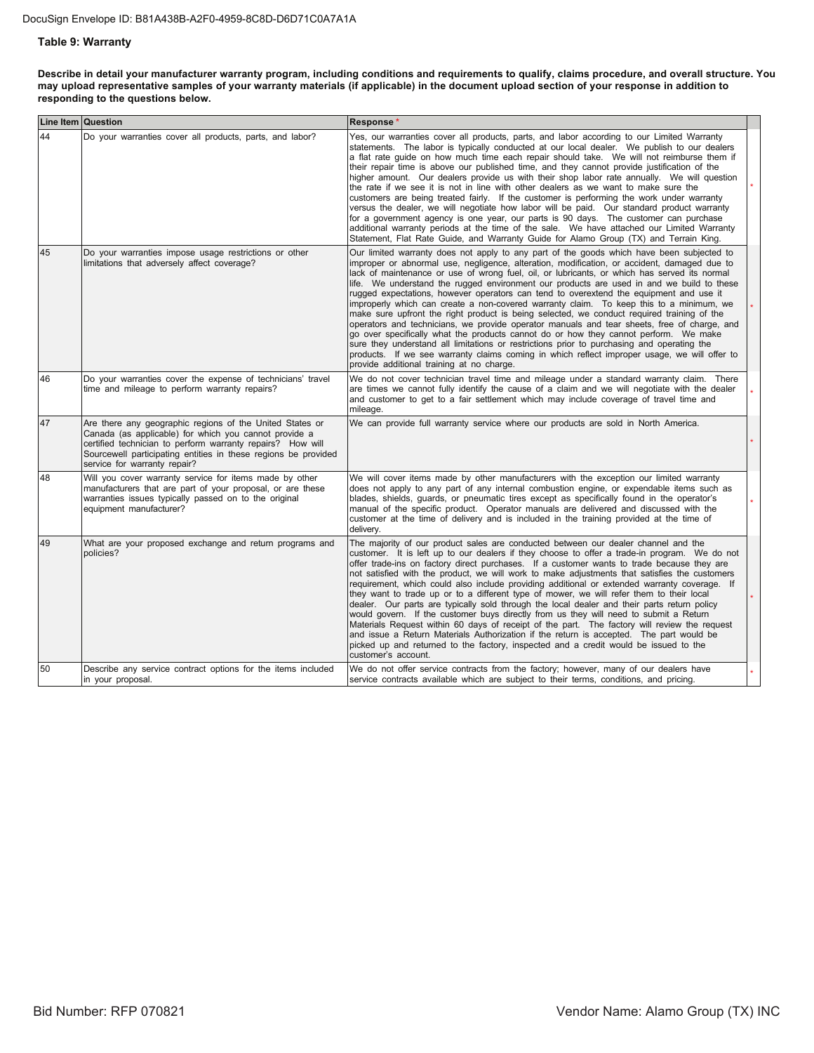### Table 9: Warranty

**Describe in detail your manufacturer warranty program, including conditions and requirements to qualify, claims procedure, and overall structure. You may upload representative samples of your warranty materials (if applicable) in the document upload section of your response in addition to responding to the questions below.**

| Line Item | Question | Response * | |
|---|---|---|---|
| 44 | Do your warranties cover all products, parts, and labor? | Yes, our warranties cover all products, parts, and labor according to our Limited Warranty statements. The labor is typically conducted at our local dealer. We publish to our dealers a flat rate guide on how much time each repair should take. We will not reimburse them if their repair time is above our published time, and they cannot provide justification of the higher amount. Our dealers provide us with their shop labor rate annually. We will question the rate if we see it is not in line with other dealers as we want to make sure the customers are being treated fairly. If the customer is performing the work under warranty versus the dealer, we will negotiate how labor will be paid. Our standard product warranty for a government agency is one year, our parts is 90 days. The customer can purchase additional warranty periods at the time of the sale. We have attached our Limited Warranty Statement, Flat Rate Guide, and Warranty Guide for Alamo Group (TX) and Terrain King. | * |
| 45 | Do your warranties impose usage restrictions or other limitations that adversely affect coverage? | Our limited warranty does not apply to any part of the goods which have been subjected to improper or abnormal use, negligence, alteration, modification, or accident, damaged due to lack of maintenance or use of wrong fuel, oil, or lubricants, or which has served its normal life. We understand the rugged environment our products are used in and we build to these rugged expectations, however operators can tend to overextend the equipment and use it improperly which can create a non-covered warranty claim. To keep this to a minimum, we make sure upfront the right product is being selected, we conduct required training of the operators and technicians, we provide operator manuals and tear sheets, free of charge, and go over specifically what the products cannot do or how they cannot perform. We make sure they understand all limitations or restrictions prior to purchasing and operating the products. If we see warranty claims coming in which reflect improper usage, we will offer to provide additional training at no charge. | * |
| 46 | Do your warranties cover the expense of technicians' travel time and mileage to perform warranty repairs? | We do not cover technician travel time and mileage under a standard warranty claim. There are times we cannot fully identify the cause of a claim and we will negotiate with the dealer and customer to get to a fair settlement which may include coverage of travel time and mileage. | * |
| 47 | Are there any geographic regions of the United States or Canada (as applicable) for which you cannot provide a certified technician to perform warranty repairs? How will Sourcewell participating entities in these regions be provided service for warranty repair? | We can provide full warranty service where our products are sold in North America. | * |
| 48 | Will you cover warranty service for items made by other manufacturers that are part of your proposal, or are these warranties issues typically passed on to the original equipment manufacturer? | We will cover items made by other manufacturers with the exception our limited warranty does not apply to any part of any internal combustion engine, or expendable items such as blades, shields, guards, or pneumatic tires except as specifically found in the operator's manual of the specific product. Operator manuals are delivered and discussed with the customer at the time of delivery and is included in the training provided at the time of delivery. | * |
| 49 | What are your proposed exchange and return programs and policies? | The majority of our product sales are conducted between our dealer channel and the customer. It is left up to our dealers if they choose to offer a trade-in program. We do not offer trade-ins on factory direct purchases. If a customer wants to trade because they are not satisfied with the product, we will work to make adjustments that satisfies the customers requirement, which could also include providing additional or extended warranty coverage. If they want to trade up or to a different type of mower, we will refer them to their local dealer. Our parts are typically sold through the local dealer and their parts return policy would govern. If the customer buys directly from us they will need to submit a Return Materials Request within 60 days of receipt of the part. The factory will review the request and issue a Return Materials Authorization if the return is accepted. The part would be picked up and returned to the factory, inspected and a credit would be issued to the customer's account. | * |
| 50 | Describe any service contract options for the items included in your proposal. | We do not offer service contracts from the factory; however, many of our dealers have service contracts available which are subject to their terms, conditions, and pricing. | * |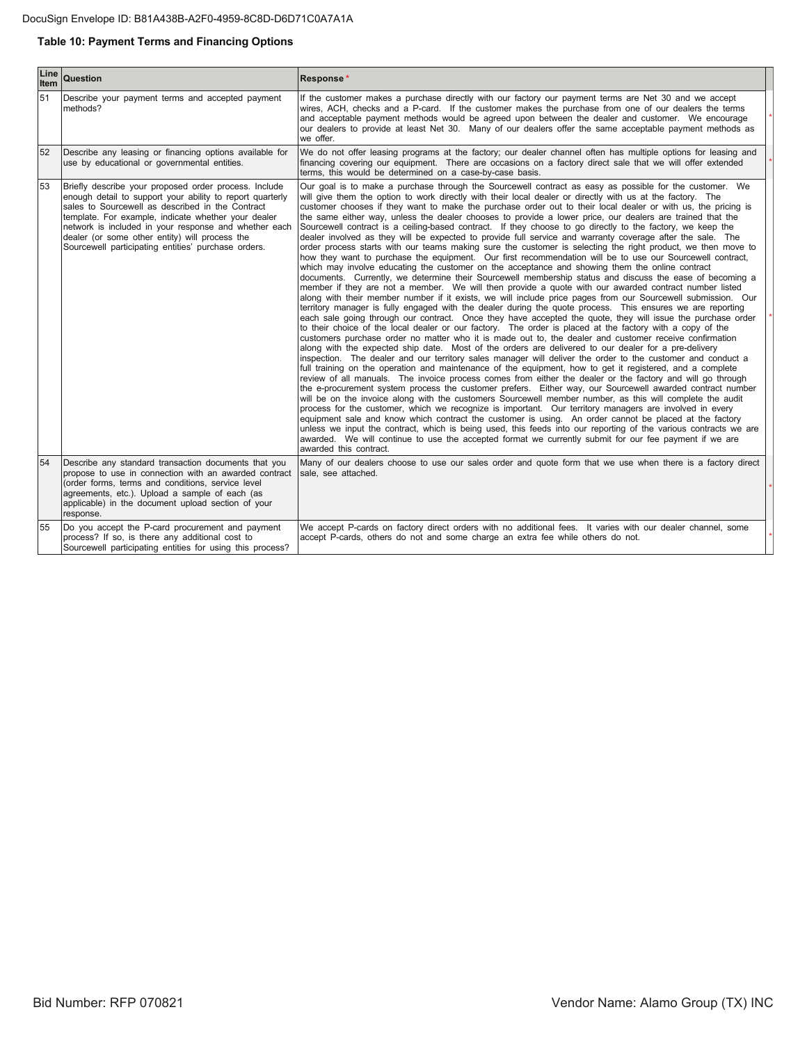### Table 10: Payment Terms and Financing Options

| Line Item | Question | Response * |
|---|---|---|
| 51 | Describe your payment terms and accepted payment methods? | If the customer makes a purchase directly with our factory our payment terms are Net 30 and we accept wires, ACH, checks and a P-card. If the customer makes the purchase from one of our dealers the terms and acceptable payment methods would be agreed upon between the dealer and customer. We encourage our dealers to provide at least Net 30. Many of our dealers offer the same acceptable payment methods as we offer. |
| 52 | Describe any leasing or financing options available for use by educational or governmental entities. | We do not offer leasing programs at the factory; our dealer channel often has multiple options for leasing and financing covering our equipment. There are occasions on a factory direct sale that we will offer extended terms, this would be determined on a case-by-case basis. |
| 53 | Briefly describe your proposed order process. Include enough detail to support your ability to report quarterly sales to Sourcewell as described in the Contract template. For example, indicate whether your dealer network is included in your response and whether each dealer (or some other entity) will process the Sourcewell participating entities' purchase orders. | Our goal is to make a purchase through the Sourcewell contract as easy as possible for the customer. We will give them the option to work directly with their local dealer or directly with us at the factory. The customer chooses if they want to make the purchase order out to their local dealer or with us, the pricing is the same either way, unless the dealer chooses to provide a lower price, our dealers are trained that the Sourcewell contract is a ceiling-based contract. If they choose to go directly to the factory, we keep the dealer involved as they will be expected to provide full service and warranty coverage after the sale. The order process starts with our teams making sure the customer is selecting the right product, we then move to how they want to purchase the equipment. Our first recommendation will be to use our Sourcewell contract, which may involve educating the customer on the acceptance and showing them the online contract documents. Currently, we determine their Sourcewell membership status and discuss the ease of becoming a member if they are not a member. We will then provide a quote with our awarded contract number listed along with their member number if it exists, we will include price pages from our Sourcewell submission. Our territory manager is fully engaged with the dealer during the quote process. This ensures we are reporting each sale going through our contract. Once they have accepted the quote, they will issue the purchase order to their choice of the local dealer or our factory. The order is placed at the factory with a copy of the customers purchase order no matter who it is made out to, the dealer and customer receive confirmation along with the expected ship date. Most of the orders are delivered to our dealer for a pre-delivery inspection. The dealer and our territory sales manager will deliver the order to the customer and conduct a full training on the operation and maintenance of the equipment, how to get it registered, and a complete review of all manuals. The invoice process comes from either the dealer or the factory and will go through the e-procurement system process the customer prefers. Either way, our Sourcewell awarded contract number will be on the invoice along with the customers Sourcewell member number, as this will complete the audit process for the customer, which we recognize is important. Our territory managers are involved in every equipment sale and know which contract the customer is using. An order cannot be placed at the factory unless we input the contract, which is being used, this feeds into our reporting of the various contracts we are awarded. We will continue to use the accepted format we currently submit for our fee payment if we are awarded this contract. |
| 54 | Describe any standard transaction documents that you propose to use in connection with an awarded contract (order forms, terms and conditions, service level agreements, etc.). Upload a sample of each (as applicable) in the document upload section of your response. | Many of our dealers choose to use our sales order and quote form that we use when there is a factory direct sale, see attached. |
| 55 | Do you accept the P-card procurement and payment process? If so, is there any additional cost to Sourcewell participating entities for using this process? | We accept P-cards on factory direct orders with no additional fees. It varies with our dealer channel, some accept P-cards, others do not and some charge an extra fee while others do not. |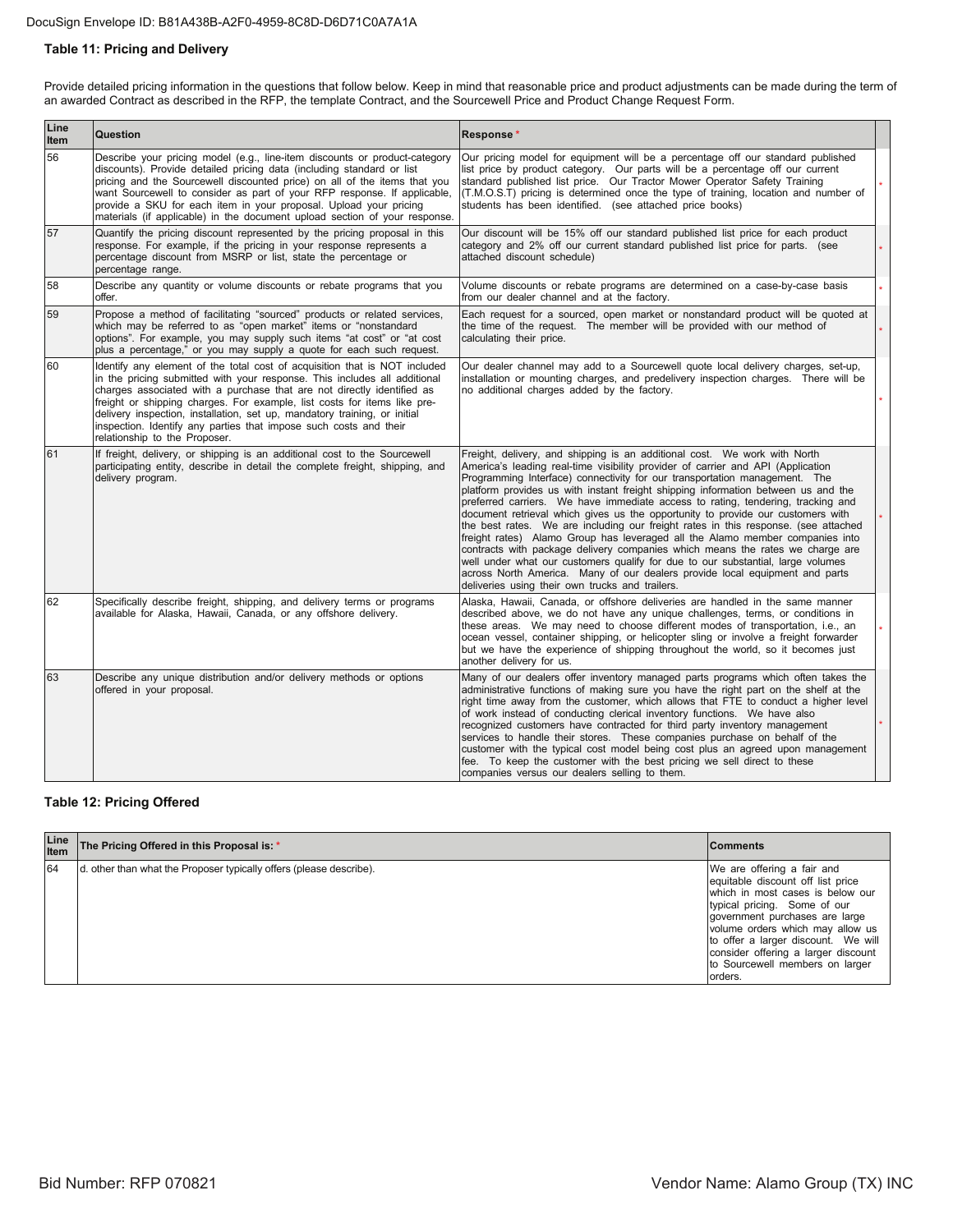### Table 11: Pricing and Delivery

Provide detailed pricing information in the questions that follow below. Keep in mind that reasonable price and product adjustments can be made during the term of an awarded Contract as described in the RFP, the template Contract, and the Sourcewell Price and Product Change Request Form.

| Line Item | Question | Response * |
|---|---|---|
| 56 | Describe your pricing model (e.g., line-item discounts or product-category discounts). Provide detailed pricing data (including standard or list pricing and the Sourcewell discounted price) on all of the items that you want Sourcewell to consider as part of your RFP response. If applicable, provide a SKU for each item in your proposal. Upload your pricing materials (if applicable) in the document upload section of your response. | Our pricing model for equipment will be a percentage off our standard published list price by product category. Our parts will be a percentage off our current standard published list price. Our Tractor Mower Operator Safety Training (T.M.O.S.T) pricing is determined once the type of training, location and number of students has been identified. (see attached price books) |
| 57 | Quantify the pricing discount represented by the pricing proposal in this response. For example, if the pricing in your response represents a percentage discount from MSRP or list, state the percentage or percentage range. | Our discount will be 15% off our standard published list price for each product category and 2% off our current standard published list price for parts. (see attached discount schedule) |
| 58 | Describe any quantity or volume discounts or rebate programs that you offer. | Volume discounts or rebate programs are determined on a case-by-case basis from our dealer channel and at the factory. |
| 59 | Propose a method of facilitating "sourced" products or related services, which may be referred to as "open market" items or "nonstandard options". For example, you may supply such items "at cost" or "at cost plus a percentage," or you may supply a quote for each such request. | Each request for a sourced, open market or nonstandard product will be quoted at the time of the request. The member will be provided with our method of calculating their price. |
| 60 | Identify any element of the total cost of acquisition that is NOT included in the pricing submitted with your response. This includes all additional charges associated with a purchase that are not directly identified as freight or shipping charges. For example, list costs for items like pre-delivery inspection, installation, set up, mandatory training, or initial inspection. Identify any parties that impose such costs and their relationship to the Proposer. | Our dealer channel may add to a Sourcewell quote local delivery charges, set-up, installation or mounting charges, and predelivery inspection charges. There will be no additional charges added by the factory. |
| 61 | If freight, delivery, or shipping is an additional cost to the Sourcewell participating entity, describe in detail the complete freight, shipping, and delivery program. | Freight, delivery, and shipping is an additional cost. We work with North America's leading real-time visibility provider of carrier and API (Application Programming Interface) connectivity for our transportation management. The platform provides us with instant freight shipping information between us and the preferred carriers. We have immediate access to rating, tendering, tracking and document retrieval which gives us the opportunity to provide our customers with the best rates. We are including our freight rates in this response. (see attached freight rates) Alamo Group has leveraged all the Alamo member companies into contracts with package delivery companies which means the rates we charge are well under what our customers qualify for due to our substantial, large volumes across North America. Many of our dealers provide local equipment and parts deliveries using their own trucks and trailers. |
| 62 | Specifically describe freight, shipping, and delivery terms or programs available for Alaska, Hawaii, Canada, or any offshore delivery. | Alaska, Hawaii, Canada, or offshore deliveries are handled in the same manner described above, we do not have any unique challenges, terms, or conditions in these areas. We may need to choose different modes of transportation, i.e., an ocean vessel, container shipping, or helicopter sling or involve a freight forwarder but we have the experience of shipping throughout the world, so it becomes just another delivery for us. |
| 63 | Describe any unique distribution and/or delivery methods or options offered in your proposal. | Many of our dealers offer inventory managed parts programs which often takes the administrative functions of making sure you have the right part on the shelf at the right time away from the customer, which allows that FTE to conduct a higher level of work instead of conducting clerical inventory functions. We have also recognized customers have contracted for third party inventory management services to handle their stores. These companies purchase on behalf of the customer with the typical cost model being cost plus an agreed upon management fee. To keep the customer with the best pricing we sell direct to these companies versus our dealers selling to them. |

### Table 12: Pricing Offered

| Line Item | The Pricing Offered in this Proposal is: * | Comments |
|---|---|---|
| 64 | d. other than what the Proposer typically offers (please describe). | We are offering a fair and equitable discount off list price which in most cases is below our typical pricing. Some of our government purchases are large volume orders which may allow us to offer a larger discount. We will consider offering a larger discount to Sourcewell members on larger orders. |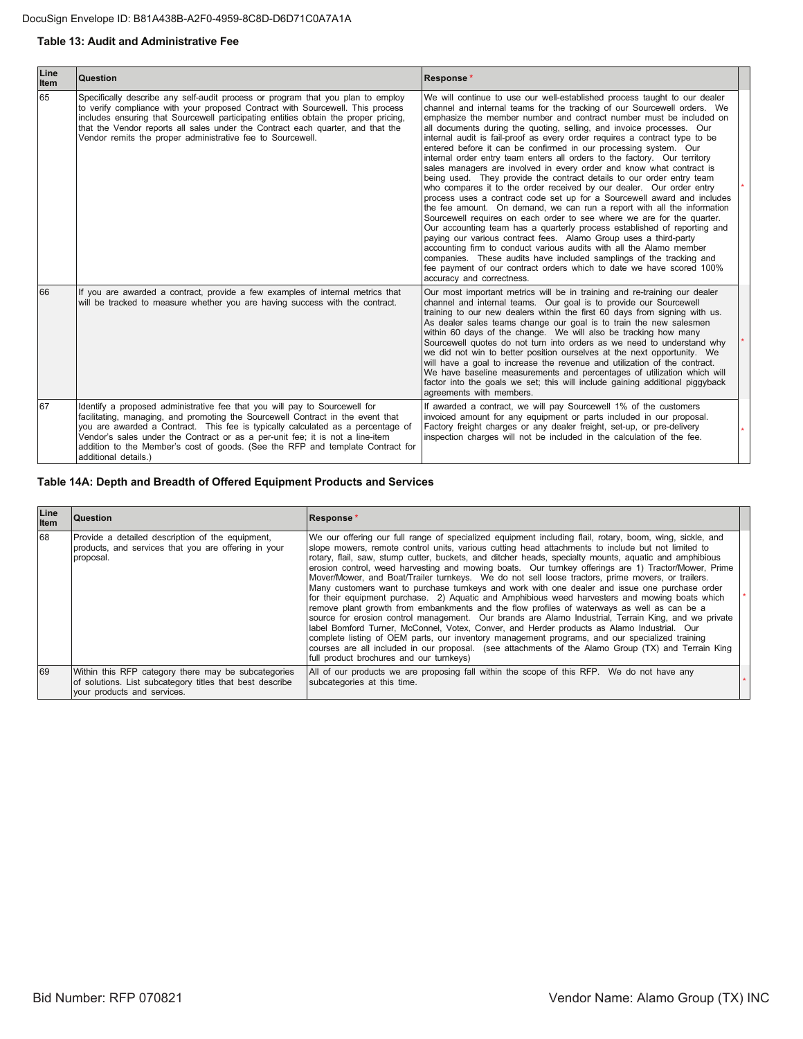### Table 13: Audit and Administrative Fee

| Line Item | Question | Response* |
|---|---|---|
| 65 | Specifically describe any self-audit process or program that you plan to employ to verify compliance with your proposed Contract with Sourcewell. This process includes ensuring that Sourcewell participating entities obtain the proper pricing, that the Vendor reports all sales under the Contract each quarter, and that the Vendor remits the proper administrative fee to Sourcewell. | We will continue to use our well-established process taught to our dealer channel and internal teams for the tracking of our Sourcewell orders. We emphasize the member number and contract number must be included on all documents during the quoting, selling, and invoice processes. Our internal audit is fail-proof as every order requires a contract type to be entered before it can be confirmed in our processing system. Our internal order entry team enters all orders to the factory. Our territory sales managers are involved in every order and know what contract is being used. They provide the contract details to our order entry team who compares it to the order received by our dealer. Our order entry process uses a contract code set up for a Sourcewell award and includes the fee amount. On demand, we can run a report with all the information Sourcewell requires on each order to see where we are for the quarter. Our accounting team has a quarterly process established of reporting and paying our various contract fees. Alamo Group uses a third-party accounting firm to conduct various audits with all the Alamo member companies. These audits have included samplings of the tracking and fee payment of our contract orders which to date we have scored 100% accuracy and correctness. |
| 66 | If you are awarded a contract, provide a few examples of internal metrics that will be tracked to measure whether you are having success with the contract. | Our most important metrics will be in training and re-training our dealer channel and internal teams. Our goal is to provide our Sourcewell training to our new dealers within the first 60 days from signing with us. As dealer sales teams change our goal is to train the new salesmen within 60 days of the change. We will also be tracking how many Sourcewell quotes do not turn into orders as we need to understand why we did not win to better position ourselves at the next opportunity. We will have a goal to increase the revenue and utilization of the contract. We have baseline measurements and percentages of utilization which will factor into the goals we set; this will include gaining additional piggyback agreements with members. |
| 67 | Identify a proposed administrative fee that you will pay to Sourcewell for facilitating, managing, and promoting the Sourcewell Contract in the event that you are awarded a Contract. This fee is typically calculated as a percentage of Vendor's sales under the Contract or as a per-unit fee; it is not a line-item addition to the Member's cost of goods. (See the RFP and template Contract for additional details.) | If awarded a contract, we will pay Sourcewell 1% of the customers invoiced amount for any equipment or parts included in our proposal. Factory freight charges or any dealer freight, set-up, or pre-delivery inspection charges will not be included in the calculation of the fee. |

### Table 14A: Depth and Breadth of Offered Equipment Products and Services

| Line Item | Question | Response* |
|---|---|---|
| 68 | Provide a detailed description of the equipment, products, and services that you are offering in your proposal. | We our offering our full range of specialized equipment including flail, rotary, boom, wing, sickle, and slope mowers, remote control units, various cutting head attachments to include but not limited to rotary, flail, saw, stump cutter, buckets, and ditcher heads, specialty mounts, aquatic and amphibious erosion control, weed harvesting and mowing boats. Our turnkey offerings are 1) Tractor/Mower, Prime Mover/Mower, and Boat/Trailer turnkeys. We do not sell loose tractors, prime movers, or trailers. Many customers want to purchase turnkeys and work with one dealer and issue one purchase order for their equipment purchase. 2) Aquatic and Amphibious weed harvesters and mowing boats which remove plant growth from embankments and the flow profiles of waterways as well as can be a source for erosion control management. Our brands are Alamo Industrial, Terrain King, and we private label Bomford Turner, McConnel, Votex, Conver, and Herder products as Alamo Industrial. Our complete listing of OEM parts, our inventory management programs, and our specialized training courses are all included in our proposal. (see attachments of the Alamo Group (TX) and Terrain King full product brochures and our turnkeys) |
| 69 | Within this RFP category there may be subcategories of solutions. List subcategory titles that best describe your products and services. | All of our products we are proposing fall within the scope of this RFP. We do not have any subcategories at this time. |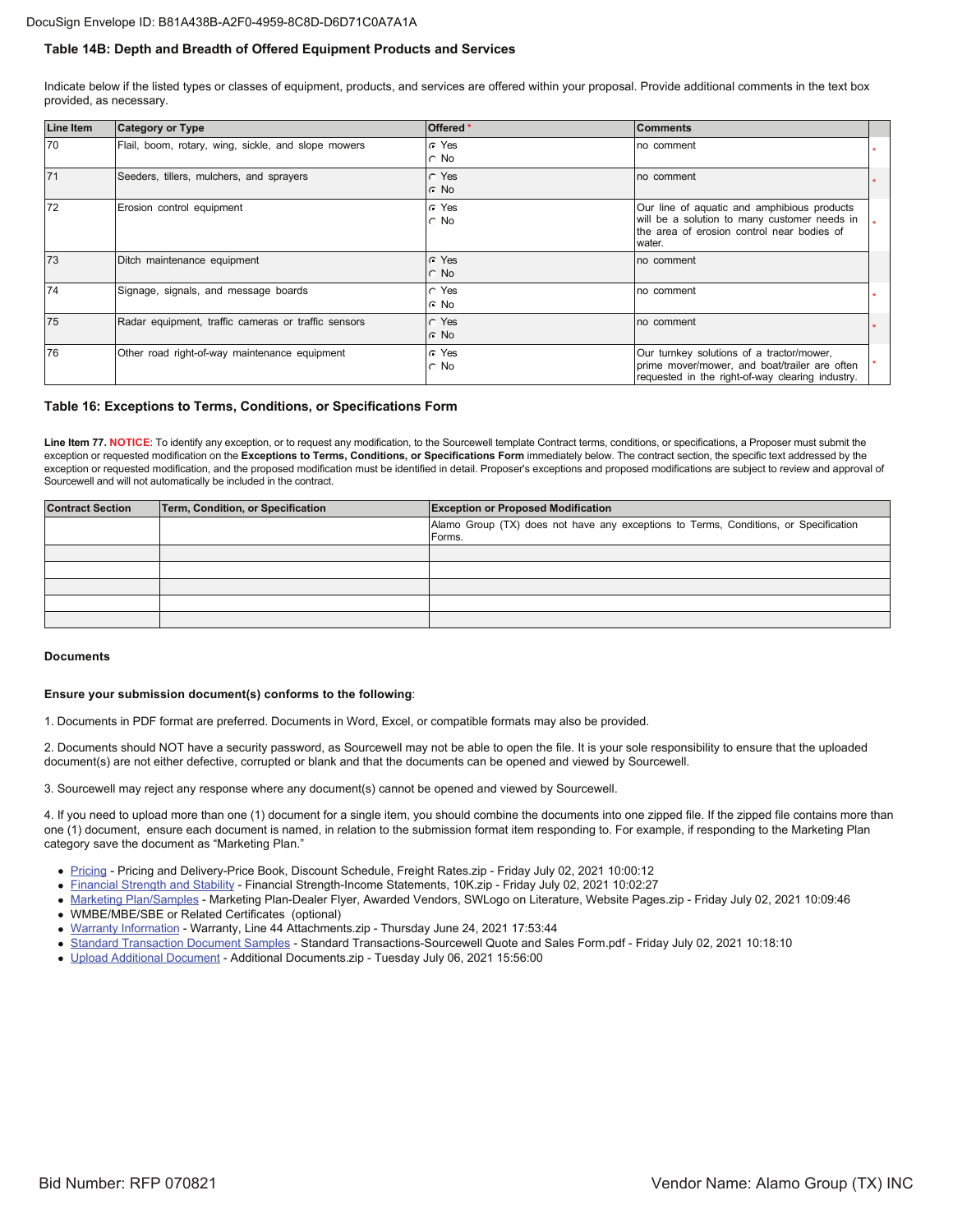### Table 14B: Depth and Breadth of Offered Equipment Products and Services

Indicate below if the listed types or classes of equipment, products, and services are offered within your proposal. Provide additional comments in the text box provided, as necessary.

| Line Item | Category or Type | Offered * | Comments |
|---|---|---|---|
| 70 | Flail, boom, rotary, wing, sickle, and slope mowers | ● Yes ○ No | no comment |
| 71 | Seeders, tillers, mulchers, and sprayers | ○ Yes ● No | no comment |
| 72 | Erosion control equipment | ● Yes ○ No | Our line of aquatic and amphibious products will be a solution to many customer needs in the area of erosion control near bodies of water. |
| 73 | Ditch maintenance equipment | ● Yes ○ No | no comment |
| 74 | Signage, signals, and message boards | ○ Yes ● No | no comment |
| 75 | Radar equipment, traffic cameras or traffic sensors | ○ Yes ● No | no comment |
| 76 | Other road right-of-way maintenance equipment | ● Yes ○ No | Our turnkey solutions of a tractor/mower, prime mover/mower, and boat/trailer are often requested in the right-of-way clearing industry. |

### Table 16: Exceptions to Terms, Conditions, or Specifications Form

**Line Item 77. NOTICE**: To identify any exception, or to request any modification, to the Sourcewell template Contract terms, conditions, or specifications, a Proposer must submit the exception or requested modification on the **Exceptions to Terms, Conditions, or Specifications Form** immediately below. The contract section, the specific text addressed by the exception or requested modification, and the proposed modification must be identified in detail. Proposer's exceptions and proposed modifications are subject to review and approval of Sourcewell and will not automatically be included in the contract.

| Contract Section | Term, Condition, or Specification | Exception or Proposed Modification |
|---|---|---|
| | | Alamo Group (TX) does not have any exceptions to Terms, Conditions, or Specification Forms. |
| | | |
| | | |
| | | |
| | | |
| | | |

### Documents

**Ensure your submission document(s) conforms to the following**:

1. Documents in PDF format are preferred. Documents in Word, Excel, or compatible formats may also be provided.

2. Documents should NOT have a security password, as Sourcewell may not be able to open the file. It is your sole responsibility to ensure that the uploaded document(s) are not either defective, corrupted or blank and that the documents can be opened and viewed by Sourcewell.

3. Sourcewell may reject any response where any document(s) cannot be opened and viewed by Sourcewell.

4. If you need to upload more than one (1) document for a single item, you should combine the documents into one zipped file. If the zipped file contains more than one (1) document, ensure each document is named, in relation to the submission format item responding to. For example, if responding to the Marketing Plan category save the document as "Marketing Plan."

- Pricing - Pricing and Delivery-Price Book, Discount Schedule, Freight Rates.zip - Friday July 02, 2021 10:00:12
- Financial Strength and Stability - Financial Strength-Income Statements, 10K.zip - Friday July 02, 2021 10:02:27
- Marketing Plan/Samples - Marketing Plan-Dealer Flyer, Awarded Vendors, SWLogo on Literature, Website Pages.zip - Friday July 02, 2021 10:09:46
- WMBE/MBE/SBE or Related Certificates (optional)
- Warranty Information - Warranty, Line 44 Attachments.zip - Thursday June 24, 2021 17:53:44
- Standard Transaction Document Samples - Standard Transactions-Sourcewell Quote and Sales Form.pdf - Friday July 02, 2021 10:18:10
- Upload Additional Document - Additional Documents.zip - Tuesday July 06, 2021 15:56:00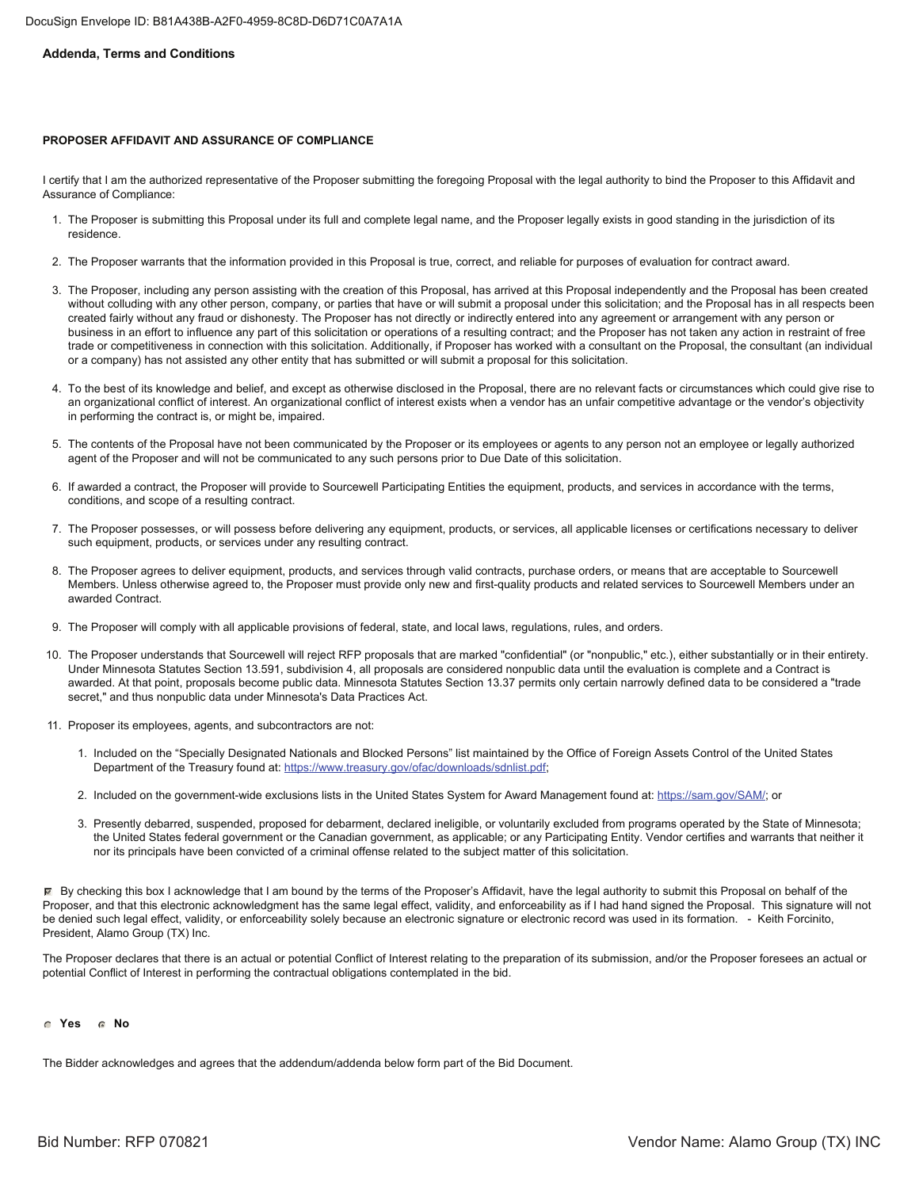## Addenda, Terms and Conditions

### PROPOSER AFFIDAVIT AND ASSURANCE OF COMPLIANCE

I certify that I am the authorized representative of the Proposer submitting the foregoing Proposal with the legal authority to bind the Proposer to this Affidavit and Assurance of Compliance:

1. The Proposer is submitting this Proposal under its full and complete legal name, and the Proposer legally exists in good standing in the jurisdiction of its residence.

2. The Proposer warrants that the information provided in this Proposal is true, correct, and reliable for purposes of evaluation for contract award.

3. The Proposer, including any person assisting with the creation of this Proposal, has arrived at this Proposal independently and the Proposal has been created without colluding with any other person, company, or parties that have or will submit a proposal under this solicitation; and the Proposal has in all respects been created fairly without any fraud or dishonesty. The Proposer has not directly or indirectly entered into any agreement or arrangement with any person or business in an effort to influence any part of this solicitation or operations of a resulting contract; and the Proposer has not taken any action in restraint of free trade or competitiveness in connection with this solicitation. Additionally, if Proposer has worked with a consultant on the Proposal, the consultant (an individual or a company) has not assisted any other entity that has submitted or will submit a proposal for this solicitation.

4. To the best of its knowledge and belief, and except as otherwise disclosed in the Proposal, there are no relevant facts or circumstances which could give rise to an organizational conflict of interest. An organizational conflict of interest exists when a vendor has an unfair competitive advantage or the vendor's objectivity in performing the contract is, or might be, impaired.

5. The contents of the Proposal have not been communicated by the Proposer or its employees or agents to any person not an employee or legally authorized agent of the Proposer and will not be communicated to any such persons prior to Due Date of this solicitation.

6. If awarded a contract, the Proposer will provide to Sourcewell Participating Entities the equipment, products, and services in accordance with the terms, conditions, and scope of a resulting contract.

7. The Proposer possesses, or will possess before delivering any equipment, products, or services, all applicable licenses or certifications necessary to deliver such equipment, products, or services under any resulting contract.

8. The Proposer agrees to deliver equipment, products, and services through valid contracts, purchase orders, or means that are acceptable to Sourcewell Members. Unless otherwise agreed to, the Proposer must provide only new and first-quality products and related services to Sourcewell Members under an awarded Contract.

9. The Proposer will comply with all applicable provisions of federal, state, and local laws, regulations, rules, and orders.

10. The Proposer understands that Sourcewell will reject RFP proposals that are marked "confidential" (or "nonpublic," etc.), either substantially or in their entirety. Under Minnesota Statutes Section 13.591, subdivision 4, all proposals are considered nonpublic data until the evaluation is complete and a Contract is awarded. At that point, proposals become public data. Minnesota Statutes Section 13.37 permits only certain narrowly defined data to be considered a "trade secret," and thus nonpublic data under Minnesota's Data Practices Act.

11. Proposer its employees, agents, and subcontractors are not:

    1. Included on the "Specially Designated Nationals and Blocked Persons" list maintained by the Office of Foreign Assets Control of the United States Department of the Treasury found at: https://www.treasury.gov/ofac/downloads/sdnlist.pdf;

    2. Included on the government-wide exclusions lists in the United States System for Award Management found at: https://sam.gov/SAM/; or

    3. Presently debarred, suspended, proposed for debarment, declared ineligible, or voluntarily excluded from programs operated by the State of Minnesota; the United States federal government or the Canadian government, as applicable; or any Participating Entity. Vendor certifies and warrants that neither it nor its principals have been convicted of a criminal offense related to the subject matter of this solicitation.

☑ By checking this box I acknowledge that I am bound by the terms of the Proposer's Affidavit, have the legal authority to submit this Proposal on behalf of the Proposer, and that this electronic acknowledgment has the same legal effect, validity, and enforceability as if I had hand signed the Proposal. This signature will not be denied such legal effect, validity, or enforceability solely because an electronic signature or electronic record was used in its formation. - Keith Forcinito, President, Alamo Group (TX) Inc.

The Proposer declares that there is an actual or potential Conflict of Interest relating to the preparation of its submission, and/or the Proposer foresees an actual or potential Conflict of Interest in performing the contractual obligations contemplated in the bid.

○ **Yes** ◉ **No**

The Bidder acknowledges and agrees that the addendum/addenda below form part of the Bid Document.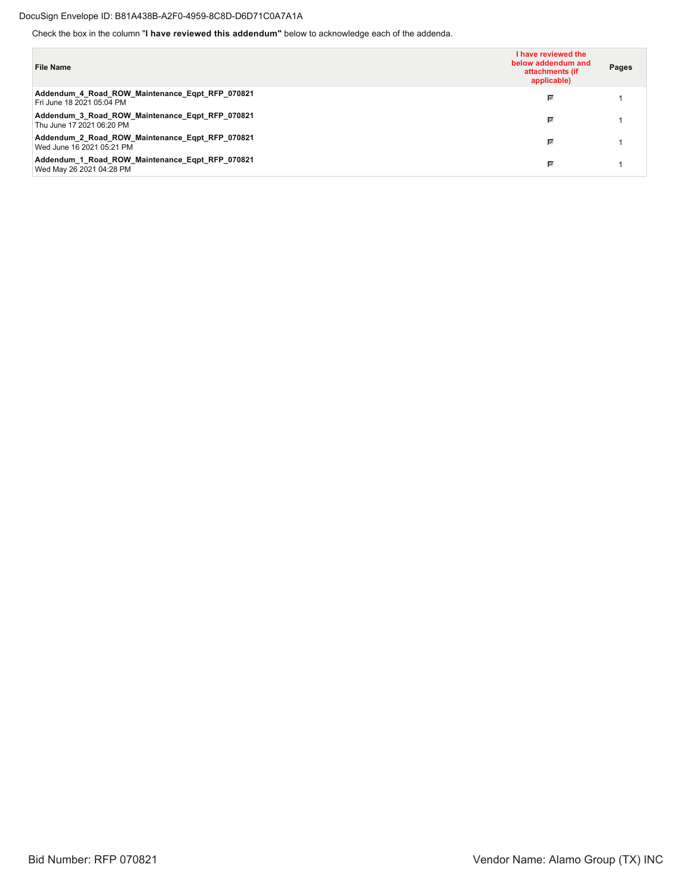DocuSign Envelope ID: B81A438B-A2F0-4959-8C8D-D6D71C0A7A1A

Check the box in the column "**I have reviewed this addendum"** below to acknowledge each of the addenda.

| File Name | I have reviewed the below addendum and attachments (if applicable) | Pages |
|---|---|---|
| **Addendum_4_Road_ROW_Maintenance_Eqpt_RFP_070821** Fri June 18 2021 05:04 PM | ☑ | 1 |
| **Addendum_3_Road_ROW_Maintenance_Eqpt_RFP_070821** Thu June 17 2021 06:20 PM | ☑ | 1 |
| **Addendum_2_Road_ROW_Maintenance_Eqpt_RFP_070821** Wed June 16 2021 05:21 PM | ☑ | 1 |
| **Addendum_1_Road_ROW_Maintenance_Eqpt_RFP_070821** Wed May 26 2021 04:28 PM | ☑ | 1 |

Bid Number: RFP 070821

Vendor Name: Alamo Group (TX) INC